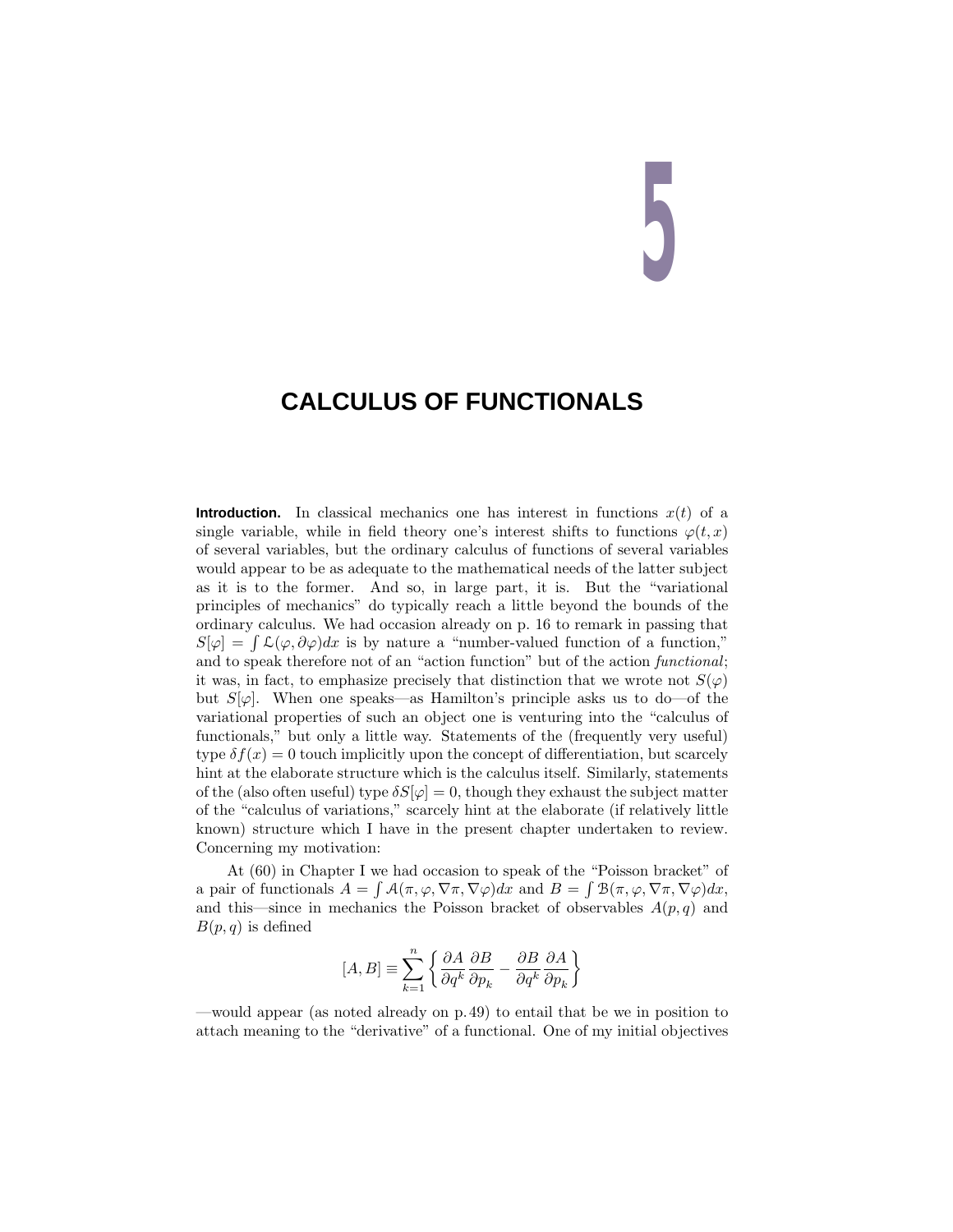# 5

## CALCULUS OF FUNCTIONALS

**Introduction.** In classical mechanics one has interest in functions $x(t)$ of a single variable, while in field theory one's interest shifts to functions $\varphi(t, x)$ of several variables, but the ordinary calculus of functions of several variables would appear to be as adequate to the mathematical needs of the latter subject as it is to the former. And so, in large part, it is. But the "variational principles of mechanics" do typically reach a little beyond the bounds of the ordinary calculus. We had occasion already on p. 16 to remark in passing that $S[\varphi] = \int \mathcal{L}(\varphi, \partial\varphi)dx$ is by nature a "number-valued function of a function," and to speak therefore not of an "action function" but of the action *functional*; it was, in fact, to emphasize precisely that distinction that we wrote not $S(\varphi)$ but $S[\varphi]$. When one speaks—as Hamilton's principle asks us to do—of the variational properties of such an object one is venturing into the "calculus of functionals," but only a little way. Statements of the (frequently very useful) type $\delta f(x) = 0$ touch implicitly upon the concept of differentiation, but scarcely hint at the elaborate structure which is the calculus itself. Similarly, statements of the (also often useful) type $\delta S[\varphi] = 0$, though they exhaust the subject matter of the "calculus of variations," scarcely hint at the elaborate (if relatively little known) structure which I have in the present chapter undertaken to review. Concerning my motivation:

At (60) in Chapter I we had occasion to speak of the "Poisson bracket" of a pair of functionals $A = \int \mathcal{A}(\pi, \varphi, \nabla\pi, \nabla\varphi)dx$ and $B = \int \mathcal{B}(\pi, \varphi, \nabla\pi, \nabla\varphi)dx$, and this—since in mechanics the Poisson bracket of observables $A(p, q)$ and $B(p, q)$ is defined

$$[A, B] \equiv \sum_{k=1}^{n} \left\{ \frac{\partial A}{\partial q^k}\frac{\partial B}{\partial p_k} - \frac{\partial B}{\partial q^k}\frac{\partial A}{\partial p_k} \right\}$$

—would appear (as noted already on p. 49) to entail that be we in position to attach meaning to the "derivative" of a functional. One of my initial objectives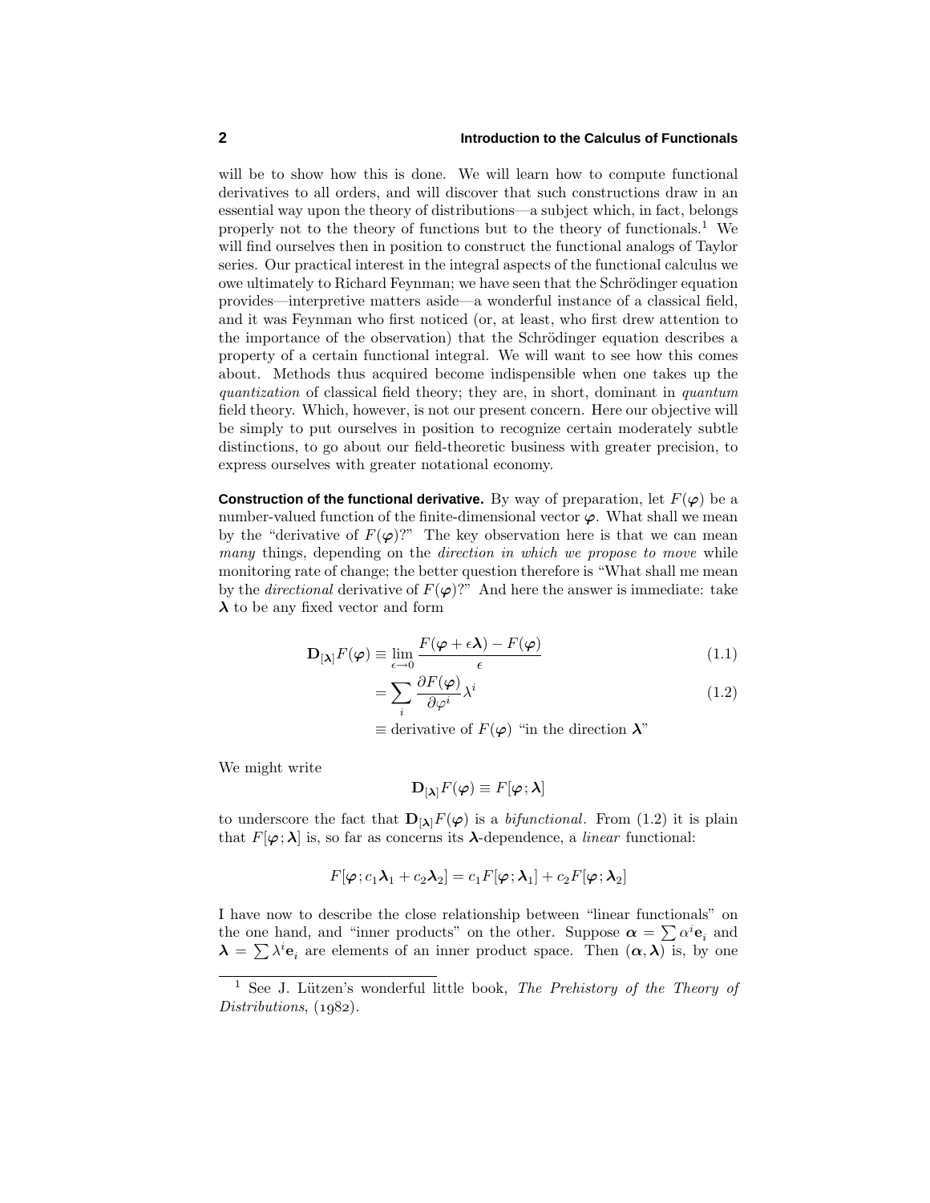will be to show how this is done. We will learn how to compute functional derivatives to all orders, and will discover that such constructions draw in an essential way upon the theory of distributions—a subject which, in fact, belongs properly not to the theory of functions but to the theory of functionals.[1] We will find ourselves then in position to construct the functional analogs of Taylor series. Our practical interest in the integral aspects of the functional calculus we owe ultimately to Richard Feynman; we have seen that the Schrödinger equation provides—interpretive matters aside—a wonderful instance of a classical field, and it was Feynman who first noticed (or, at least, who first drew attention to the importance of the observation) that the Schrödinger equation describes a property of a certain functional integral. We will want to see how this comes about. Methods thus acquired become indispensible when one takes up the *quantization* of classical field theory; they are, in short, dominant in *quantum* field theory. Which, however, is not our present concern. Here our objective will be simply to put ourselves in position to recognize certain moderately subtle distinctions, to go about our field-theoretic business with greater precision, to express ourselves with greater notational economy.

**Construction of the functional derivative.** By way of preparation, let $F(\boldsymbol{\varphi})$ be a number-valued function of the finite-dimensional vector $\boldsymbol{\varphi}$. What shall we mean by the "derivative of $F(\boldsymbol{\varphi})$?" The key observation here is that we can mean *many* things, depending on the *direction in which we propose to move* while monitoring rate of change; the better question therefore is "What shall me mean by the *directional* derivative of $F(\boldsymbol{\varphi})$?" And here the answer is immediate: take $\boldsymbol{\lambda}$ to be any fixed vector and form

$$\mathbf{D}_{[\boldsymbol{\lambda}]}F(\boldsymbol{\varphi}) \equiv \lim_{\epsilon\to 0}\frac{F(\boldsymbol{\varphi}+\epsilon\boldsymbol{\lambda})-F(\boldsymbol{\varphi})}{\epsilon} \tag{1.1}$$

$$= \sum_i \frac{\partial F(\boldsymbol{\varphi})}{\partial \varphi^i}\lambda^i \tag{1.2}$$

$$\equiv \text{derivative of } F(\boldsymbol{\varphi}) \text{ ``in the direction } \boldsymbol{\lambda}\text{''}$$

We might write

$$\mathbf{D}_{[\boldsymbol{\lambda}]}F(\boldsymbol{\varphi}) \equiv F[\boldsymbol{\varphi};\boldsymbol{\lambda}]$$

to underscore the fact that $\mathbf{D}_{[\boldsymbol{\lambda}]}F(\boldsymbol{\varphi})$ is a *bifunctional*. From (1.2) it is plain that $F[\boldsymbol{\varphi};\boldsymbol{\lambda}]$ is, so far as concerns its $\boldsymbol{\lambda}$-dependence, a *linear* functional:

$$F[\boldsymbol{\varphi};c_1\boldsymbol{\lambda}_1+c_2\boldsymbol{\lambda}_2] = c_1F[\boldsymbol{\varphi};\boldsymbol{\lambda}_1]+c_2F[\boldsymbol{\varphi};\boldsymbol{\lambda}_2]$$

I have now to describe the close relationship between "linear functionals" on the one hand, and "inner products" on the other. Suppose $\boldsymbol{\alpha} = \sum \alpha^i \mathbf{e}_i$ and $\boldsymbol{\lambda} = \sum \lambda^i \mathbf{e}_i$ are elements of an inner product space. Then $(\boldsymbol{\alpha},\boldsymbol{\lambda})$ is, by one

---

[1] See J. Lützen's wonderful little book, *The Prehistory of the Theory of Distributions*, (1982).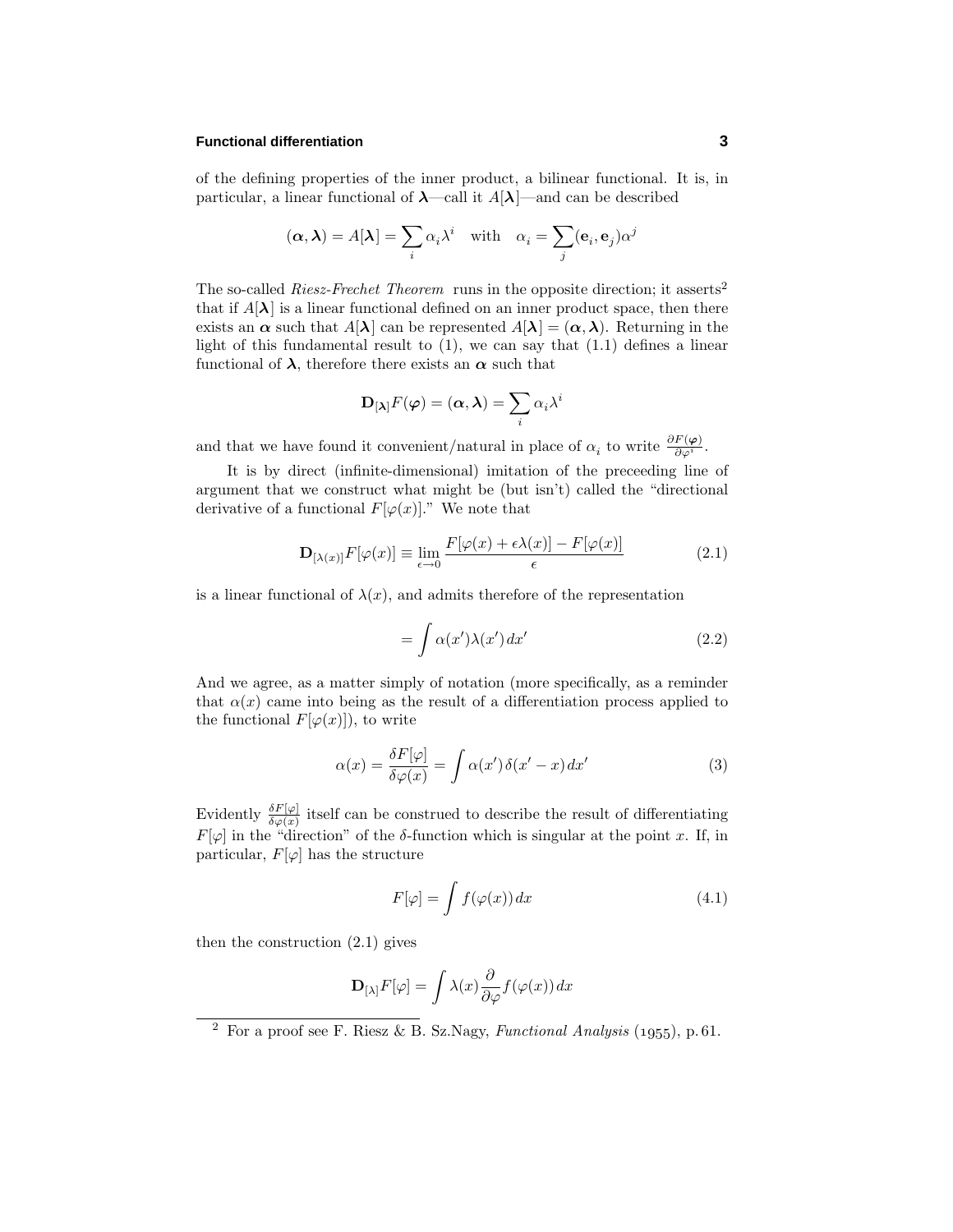of the defining properties of the inner product, a bilinear functional. It is, in particular, a linear functional of $\boldsymbol{\lambda}$—call it $A[\boldsymbol{\lambda}]$—and can be described

$$(\boldsymbol{\alpha}, \boldsymbol{\lambda}) = A[\boldsymbol{\lambda}] = \sum_i \alpha_i \lambda^i \quad \text{with} \quad \alpha_i = \sum_j (\mathbf{e}_i, \mathbf{e}_j)\alpha^j$$

The so-called *Riesz-Frechet Theorem* runs in the opposite direction; it asserts[2] that if $A[\boldsymbol{\lambda}]$ is a linear functional defined on an inner product space, then there exists an $\boldsymbol{\alpha}$ such that $A[\boldsymbol{\lambda}]$ can be represented $A[\boldsymbol{\lambda}] = (\boldsymbol{\alpha}, \boldsymbol{\lambda})$. Returning in the light of this fundamental result to (1), we can say that (1.1) defines a linear functional of $\boldsymbol{\lambda}$, therefore there exists an $\boldsymbol{\alpha}$ such that

$$\mathbf{D}_{[\boldsymbol{\lambda}]} F(\boldsymbol{\varphi}) = (\boldsymbol{\alpha}, \boldsymbol{\lambda}) = \sum_i \alpha_i \lambda^i$$

and that we have found it convenient/natural in place of $\alpha_i$ to write $\frac{\partial F(\boldsymbol{\varphi})}{\partial \varphi^i}$.

It is by direct (infinite-dimensional) imitation of the preceeding line of argument that we construct what might be (but isn't) called the "directional derivative of a functional $F[\varphi(x)]$." We note that

$$\mathbf{D}_{[\lambda(x)]} F[\varphi(x)] \equiv \lim_{\epsilon \to 0} \frac{F[\varphi(x) + \epsilon\lambda(x)] - F[\varphi(x)]}{\epsilon} \tag{2.1}$$

is a linear functional of $\lambda(x)$, and admits therefore of the representation

$$= \int \alpha(x')\lambda(x')\, dx' \tag{2.2}$$

And we agree, as a matter simply of notation (more specifically, as a reminder that $\alpha(x)$ came into being as the result of a differentiation process applied to the functional $F[\varphi(x)]$), to write

$$\alpha(x) = \frac{\delta F[\varphi]}{\delta \varphi(x)} = \int \alpha(x')\, \delta(x' - x)\, dx' \tag{3}$$

Evidently $\frac{\delta F[\varphi]}{\delta \varphi(x)}$ itself can be construed to describe the result of differentiating $F[\varphi]$ in the "direction" of the $\delta$-function which is singular at the point $x$. If, in particular, $F[\varphi]$ has the structure

$$F[\varphi] = \int f(\varphi(x))\, dx \tag{4.1}$$

then the construction (2.1) gives

$$\mathbf{D}_{[\lambda]} F[\varphi] = \int \lambda(x) \frac{\partial}{\partial \varphi} f(\varphi(x))\, dx$$

---

[2] For a proof see F. Riesz & B. Sz.Nagy, *Functional Analysis* (1955), p. 61.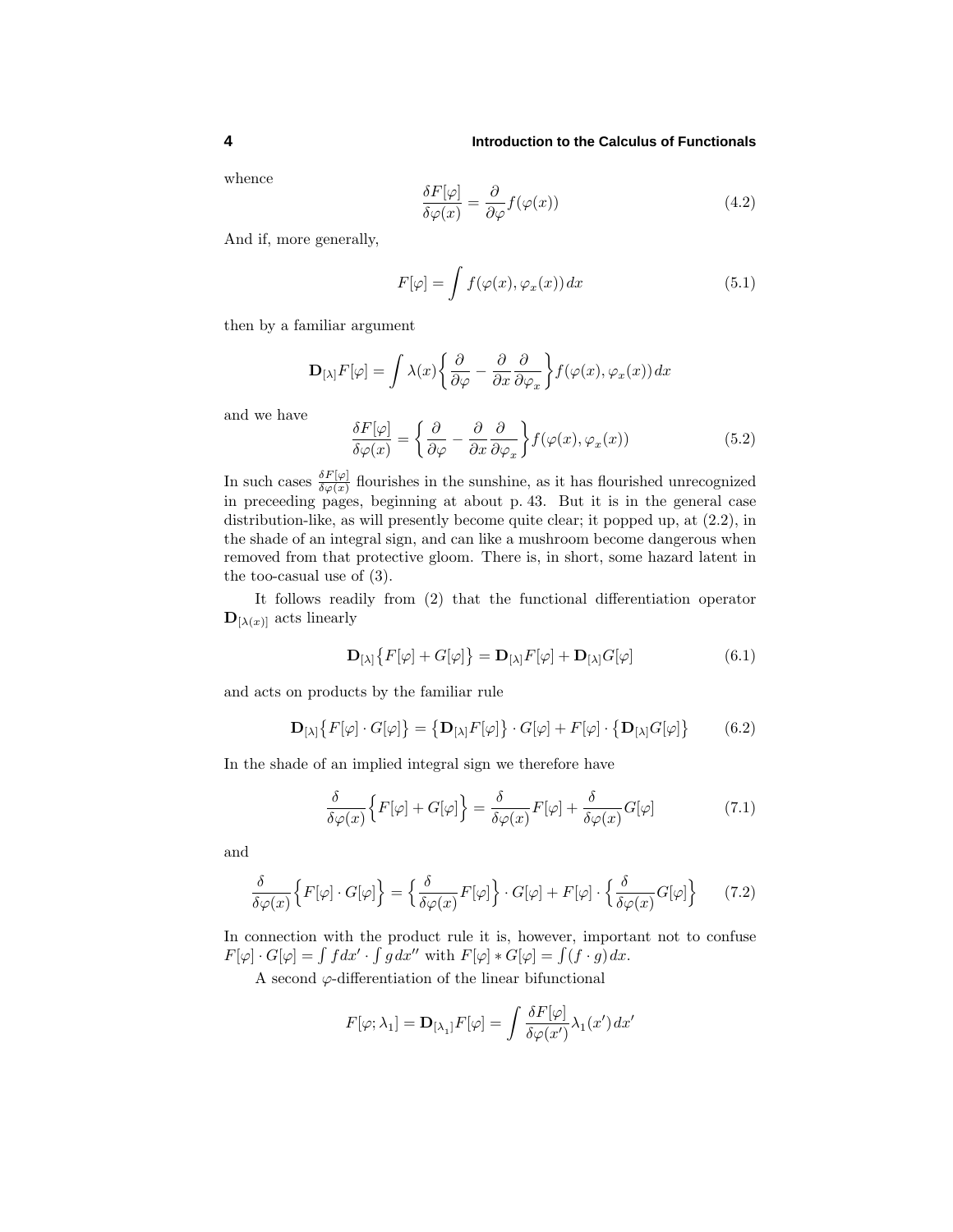whence

$$\frac{\delta F[\varphi]}{\delta \varphi(x)} = \frac{\partial}{\partial \varphi} f(\varphi(x)) \tag{4.2}$$

And if, more generally,

$$F[\varphi] = \int f(\varphi(x), \varphi_x(x))\, dx \tag{5.1}$$

then by a familiar argument

$$\mathbf{D}_{[\lambda]} F[\varphi] = \int \lambda(x) \left\{ \frac{\partial}{\partial \varphi} - \frac{\partial}{\partial x}\frac{\partial}{\partial \varphi_x} \right\} f(\varphi(x), \varphi_x(x))\, dx$$

and we have

$$\frac{\delta F[\varphi]}{\delta \varphi(x)} = \left\{ \frac{\partial}{\partial \varphi} - \frac{\partial}{\partial x}\frac{\partial}{\partial \varphi_x} \right\} f(\varphi(x), \varphi_x(x)) \tag{5.2}$$

In such cases $\frac{\delta F[\varphi]}{\delta \varphi(x)}$ flourishes in the sunshine, as it has flourished unrecognized in preceeding pages, beginning at about p. 43. But it is in the general case distribution-like, as will presently become quite clear; it popped up, at (2.2), in the shade of an integral sign, and can like a mushroom become dangerous when removed from that protective gloom. There is, in short, some hazard latent in the too-casual use of (3).

It follows readily from (2) that the functional differentiation operator $\mathbf{D}_{[\lambda(x)]}$ acts linearly

$$\mathbf{D}_{[\lambda]} \big\{ F[\varphi] + G[\varphi] \big\} = \mathbf{D}_{[\lambda]} F[\varphi] + \mathbf{D}_{[\lambda]} G[\varphi] \tag{6.1}$$

and acts on products by the familiar rule

$$\mathbf{D}_{[\lambda]} \big\{ F[\varphi] \cdot G[\varphi] \big\} = \big\{ \mathbf{D}_{[\lambda]} F[\varphi] \big\} \cdot G[\varphi] + F[\varphi] \cdot \big\{ \mathbf{D}_{[\lambda]} G[\varphi] \big\} \tag{6.2}$$

In the shade of an implied integral sign we therefore have

$$\frac{\delta}{\delta \varphi(x)} \Big\{ F[\varphi] + G[\varphi] \Big\} = \frac{\delta}{\delta \varphi(x)} F[\varphi] + \frac{\delta}{\delta \varphi(x)} G[\varphi] \tag{7.1}$$

and

$$\frac{\delta}{\delta \varphi(x)} \Big\{ F[\varphi] \cdot G[\varphi] \Big\} = \Big\{ \frac{\delta}{\delta \varphi(x)} F[\varphi] \Big\} \cdot G[\varphi] + F[\varphi] \cdot \Big\{ \frac{\delta}{\delta \varphi(x)} G[\varphi] \Big\} \tag{7.2}$$

In connection with the product rule it is, however, important not to confuse $F[\varphi] \cdot G[\varphi] = \int f\, dx' \cdot \int g\, dx''$ with $F[\varphi] * G[\varphi] = \int (f \cdot g)\, dx$.

A second $\varphi$-differentiation of the linear bifunctional

$$F[\varphi; \lambda_1] = \mathbf{D}_{[\lambda_1]} F[\varphi] = \int \frac{\delta F[\varphi]}{\delta \varphi(x')} \lambda_1(x')\, dx'$$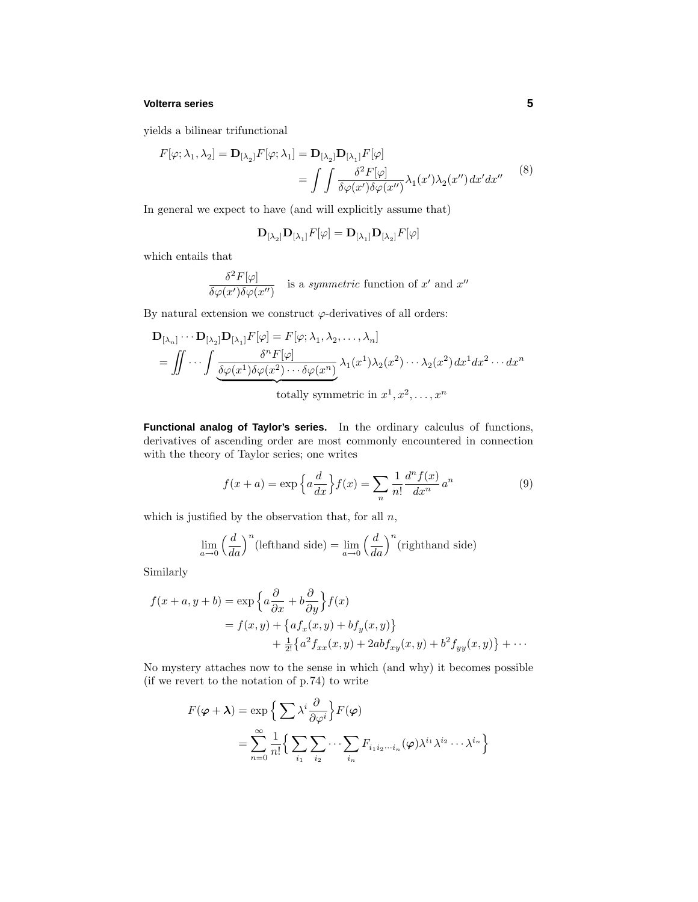yields a bilinear trifunctional

$$
\begin{aligned}
F[\varphi;\lambda_1,\lambda_2] = \mathbf{D}_{[\lambda_2]}F[\varphi;\lambda_1] &= \mathbf{D}_{[\lambda_2]}\mathbf{D}_{[\lambda_1]}F[\varphi] \\
&= \int\!\!\int \frac{\delta^2 F[\varphi]}{\delta\varphi(x')\delta\varphi(x'')}\lambda_1(x')\lambda_2(x'')\,dx'dx''
\end{aligned}
\tag{8}
$$

In general we expect to have (and will explicitly assume that)

$$
\mathbf{D}_{[\lambda_2]}\mathbf{D}_{[\lambda_1]}F[\varphi] = \mathbf{D}_{[\lambda_1]}\mathbf{D}_{[\lambda_2]}F[\varphi]
$$

which entails that

$$
\frac{\delta^2 F[\varphi]}{\delta\varphi(x')\delta\varphi(x'')} \quad \text{is a } \textit{symmetric} \text{ function of } x' \text{ and } x''
$$

By natural extension we construct $\varphi$-derivatives of all orders:

$$
\begin{aligned}
&\mathbf{D}_{[\lambda_n]}\cdots\mathbf{D}_{[\lambda_2]}\mathbf{D}_{[\lambda_1]}F[\varphi] = F[\varphi;\lambda_1,\lambda_2,\ldots,\lambda_n] \\
&= \iint\cdots\int \underbrace{\frac{\delta^n F[\varphi]}{\delta\varphi(x^1)\delta\varphi(x^2)\cdots\delta\varphi(x^n)}}_{\text{totally symmetric in } x^1,x^2,\ldots,x^n}\lambda_1(x^1)\lambda_2(x^2)\cdots\lambda_2(x^2)\,dx^1dx^2\cdots dx^n
\end{aligned}
$$

**Functional analog of Taylor's series.** In the ordinary calculus of functions, derivatives of ascending order are most commonly encountered in connection with the theory of Taylor series; one writes

$$
f(x+a) = \exp\Big\{a\frac{d}{dx}\Big\}f(x) = \sum_n \frac{1}{n!}\frac{d^n f(x)}{dx^n}\,a^n \tag{9}
$$

which is justified by the observation that, for all $n$,

$$
\lim_{a\to 0}\Big(\frac{d}{da}\Big)^n(\text{lefthand side}) = \lim_{a\to 0}\Big(\frac{d}{da}\Big)^n(\text{righthand side})
$$

Similarly

$$
\begin{aligned}
f(x+a,y+b) &= \exp\Big\{a\frac{\partial}{\partial x}+b\frac{\partial}{\partial y}\Big\}f(x) \\
&= f(x,y) + \big\{af_x(x,y)+bf_y(x,y)\big\} \\
&\qquad + \tfrac{1}{2!}\big\{a^2 f_{xx}(x,y)+2abf_{xy}(x,y)+b^2 f_{yy}(x,y)\big\}+\cdots
\end{aligned}
$$

No mystery attaches now to the sense in which (and why) it becomes possible (if we revert to the notation of p.74) to write

$$
\begin{aligned}
F(\boldsymbol{\varphi}+\boldsymbol{\lambda}) &= \exp\Big\{\sum \lambda^i\frac{\partial}{\partial\varphi^i}\Big\}F(\boldsymbol{\varphi}) \\
&= \sum_{n=0}^{\infty}\frac{1}{n!}\Big\{\sum_{i_1}\sum_{i_2}\cdots\sum_{i_n}F_{i_1i_2\cdots i_n}(\boldsymbol{\varphi})\lambda^{i_1}\lambda^{i_2}\cdots\lambda^{i_n}\Big\}
\end{aligned}
$$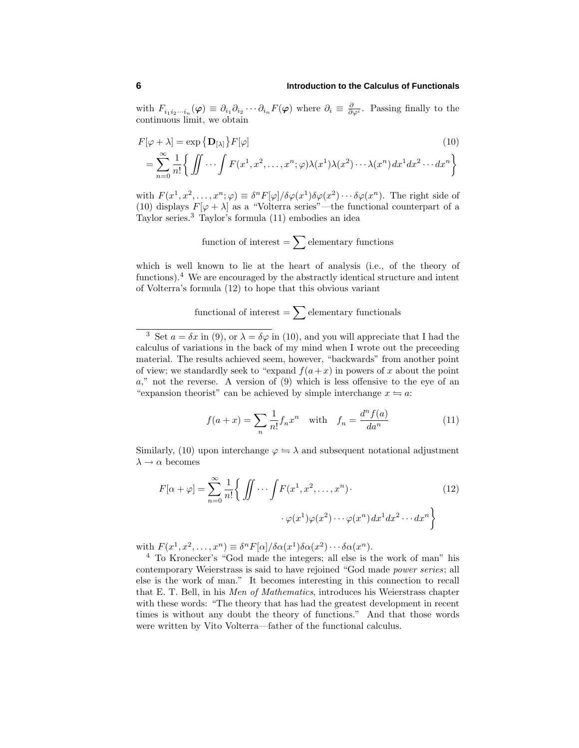with $F_{i_1 i_2 \cdots i_n}(\boldsymbol{\varphi}) \equiv \partial_{i_1}\partial_{i_2}\cdots\partial_{i_n}F(\boldsymbol{\varphi})$ where $\partial_i \equiv \frac{\partial}{\partial \varphi^i}$. Passing finally to the continuous limit, we obtain

$$
\begin{aligned}
F[\varphi+\lambda] &= \exp\big\{\mathbf{D}_{[\lambda]}\big\}F[\varphi] \qquad\qquad (10)\\
&= \sum_{n=0}^{\infty}\frac{1}{n!}\bigg\{\iint\cdots\int F(x^1,x^2,\ldots,x^n;\varphi)\lambda(x^1)\lambda(x^2)\cdots\lambda(x^n)\,dx^1dx^2\cdots dx^n\bigg\}
\end{aligned}
$$

with $F(x^1,x^2,\ldots,x^n;\varphi) \equiv \delta^n F[\varphi]/\delta\varphi(x^1)\delta\varphi(x^2)\cdots\delta\varphi(x^n)$. The right side of (10) displays $F[\varphi+\lambda]$ as a "Volterra series"—the functional counterpart of a Taylor series.[3] Taylor's formula (11) embodies an idea

$$\text{function of interest} = \sum \text{elementary functions}$$

which is well known to lie at the heart of analysis (i.e., of the theory of functions).[4] We are encouraged by the abstractly identical structure and intent of Volterra's formula (12) to hope that this obvious variant

$$\text{functional of interest} = \sum \text{elementary functionals}$$

---

[3] Set $a = \delta x$ in (9), or $\lambda = \delta\varphi$ in (10), and you will appreciate that I had the calculus of variations in the back of my mind when I wrote out the preceeding material. The results achieved seem, however, "backwards" from another point of view; we standardly seek to "expand $f(a+x)$ in powers of $x$ about the point $a$," not the reverse. A version of (9) which is less offensive to the eye of an "expansion theorist" can be achieved by simple interchange $x \leftrightharpoons a$:

$$f(a+x) = \sum_n \frac{1}{n!}f_n x^n \quad \text{with} \quad f_n = \frac{d^n f(a)}{da^n} \qquad (11)$$

Similarly, (10) upon interchange $\varphi \leftrightharpoons \lambda$ and subsequent notational adjustment $\lambda \to \alpha$ becomes

$$
\begin{aligned}
F[\alpha+\varphi] = \sum_{n=0}^{\infty}\frac{1}{n!}\bigg\{\iint\cdots\int &F(x^1,x^2,\ldots,x^n)\cdot \qquad (12)\\
&\cdot\,\varphi(x^1)\varphi(x^2)\cdots\varphi(x^n)\,dx^1dx^2\cdots dx^n\bigg\}
\end{aligned}
$$

with $F(x^1,x^2,\ldots,x^n) \equiv \delta^n F[\alpha]/\delta\alpha(x^1)\delta\alpha(x^2)\cdots\delta\alpha(x^n)$.

[4] To Kronecker's "God made the integers; all else is the work of man" his contemporary Weierstrass is said to have rejoined "God made *power series*; all else is the work of man." It becomes interesting in this connection to recall that E. T. Bell, in his *Men of Mathematics*, introduces his Weierstrass chapter with these words: "The theory that has had the greatest development in recent times is without any doubt the theory of functions." And that those words were written by Vito Volterra—father of the functional calculus.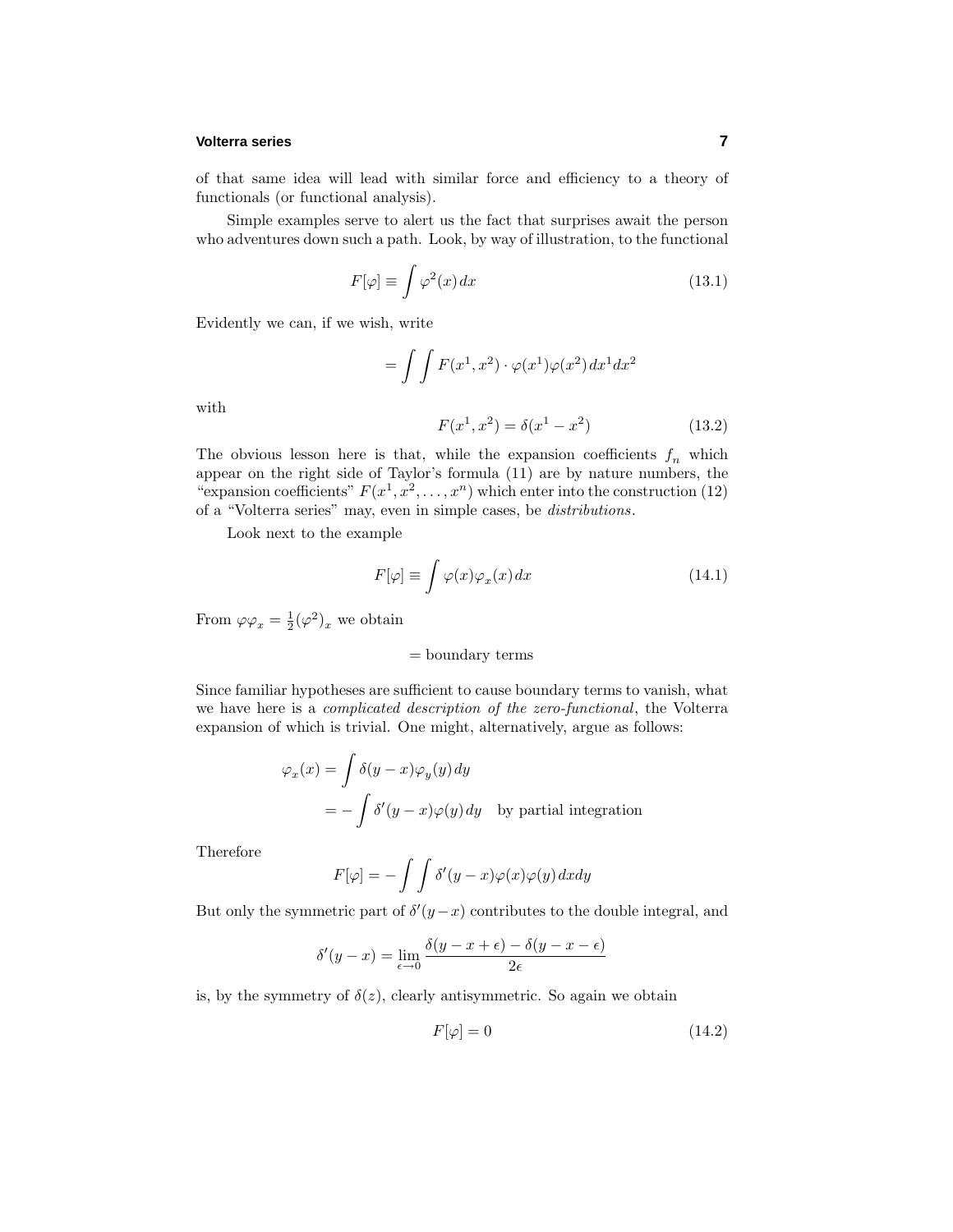of that same idea will lead with similar force and efficiency to a theory of functionals (or functional analysis).

Simple examples serve to alert us the fact that surprises await the person who adventures down such a path. Look, by way of illustration, to the functional

$$F[\varphi] \equiv \int \varphi^2(x)\,dx \tag{13.1}$$

Evidently we can, if we wish, write

$$= \int\int F(x^1, x^2)\cdot \varphi(x^1)\varphi(x^2)\,dx^1 dx^2$$

with

$$F(x^1, x^2) = \delta(x^1 - x^2) \tag{13.2}$$

The obvious lesson here is that, while the expansion coefficients $f_n$ which appear on the right side of Taylor's formula (11) are by nature numbers, the "expansion coefficients" $F(x^1, x^2, \ldots, x^n)$ which enter into the construction (12) of a "Volterra series" may, even in simple cases, be *distributions*.

Look next to the example

$$F[\varphi] \equiv \int \varphi(x)\varphi_x(x)\,dx \tag{14.1}$$

From $\varphi\varphi_x = \frac{1}{2}(\varphi^2)_x$ we obtain

$$= \text{boundary terms}$$

Since familiar hypotheses are sufficient to cause boundary terms to vanish, what we have here is a *complicated description of the zero-functional*, the Volterra expansion of which is trivial. One might, alternatively, argue as follows:

$$\begin{aligned}
\varphi_x(x) &= \int \delta(y-x)\varphi_y(y)\,dy \\
&= -\int \delta'(y-x)\varphi(y)\,dy \quad \text{by partial integration}
\end{aligned}$$

Therefore

$$F[\varphi] = -\int\int \delta'(y-x)\varphi(x)\varphi(y)\,dxdy$$

But only the symmetric part of $\delta'(y-x)$ contributes to the double integral, and

$$\delta'(y-x) = \lim_{\epsilon\to 0} \frac{\delta(y-x+\epsilon) - \delta(y-x-\epsilon)}{2\epsilon}$$

is, by the symmetry of $\delta(z)$, clearly antisymmetric. So again we obtain

$$F[\varphi] = 0 \tag{14.2}$$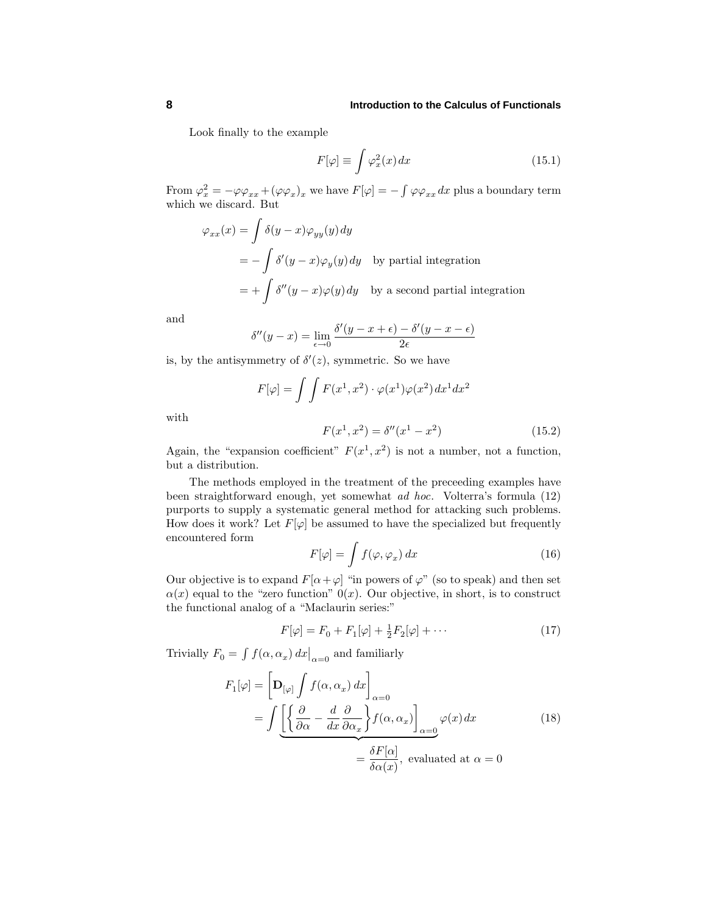Look finally to the example

$$F[\varphi] \equiv \int \varphi_x^2(x)\,dx \tag{15.1}$$

From $\varphi_x^2 = -\varphi\varphi_{xx} + (\varphi\varphi_x)_x$ we have $F[\varphi] = -\int \varphi\varphi_{xx}\,dx$ plus a boundary term which we discard. But

$$\begin{aligned}
\varphi_{xx}(x) &= \int \delta(y-x)\varphi_{yy}(y)\,dy \\
&= -\int \delta'(y-x)\varphi_y(y)\,dy \quad \text{by partial integration} \\
&= +\int \delta''(y-x)\varphi(y)\,dy \quad \text{by a second partial integration}
\end{aligned}$$

and

$$\delta''(y-x) = \lim_{\epsilon \to 0} \frac{\delta'(y-x+\epsilon) - \delta'(y-x-\epsilon)}{2\epsilon}$$

is, by the antisymmetry of $\delta'(z)$, symmetric. So we have

$$F[\varphi] = \int\int F(x^1, x^2) \cdot \varphi(x^1)\varphi(x^2)\,dx^1 dx^2$$

with

$$F(x^1, x^2) = \delta''(x^1 - x^2) \tag{15.2}$$

Again, the "expansion coefficient" $F(x^1, x^2)$ is not a number, not a function, but a distribution.

The methods employed in the treatment of the preceeding examples have been straightforward enough, yet somewhat *ad hoc*. Volterra's formula (12) purports to supply a systematic general method for attacking such problems. How does it work? Let $F[\varphi]$ be assumed to have the specialized but frequently encountered form

$$F[\varphi] = \int f(\varphi, \varphi_x)\,dx \tag{16}$$

Our objective is to expand $F[\alpha + \varphi]$ "in powers of $\varphi$" (so to speak) and then set $\alpha(x)$ equal to the "zero function" $0(x)$. Our objective, in short, is to construct the functional analog of a "Maclaurin series:"

$$F[\varphi] = F_0 + F_1[\varphi] + \tfrac{1}{2}F_2[\varphi] + \cdots \tag{17}$$

Trivially $F_0 = \int f(\alpha, \alpha_x)\,dx\big|_{\alpha=0}$ and familiarly

$$\begin{aligned}
F_1[\varphi] &= \left[\mathbf{D}_{[\varphi]} \int f(\alpha, \alpha_x)\,dx\right]_{\alpha=0} \\
&= \int \underbrace{\left[\left\{\frac{\partial}{\partial\alpha} - \frac{d}{dx}\frac{\partial}{\partial\alpha_x}\right\} f(\alpha, \alpha_x)\right]_{\alpha=0}}\varphi(x)\,dx \\
&\qquad\qquad = \frac{\delta F[\alpha]}{\delta\alpha(x)}, \text{ evaluated at } \alpha = 0
\end{aligned} \tag{18}$$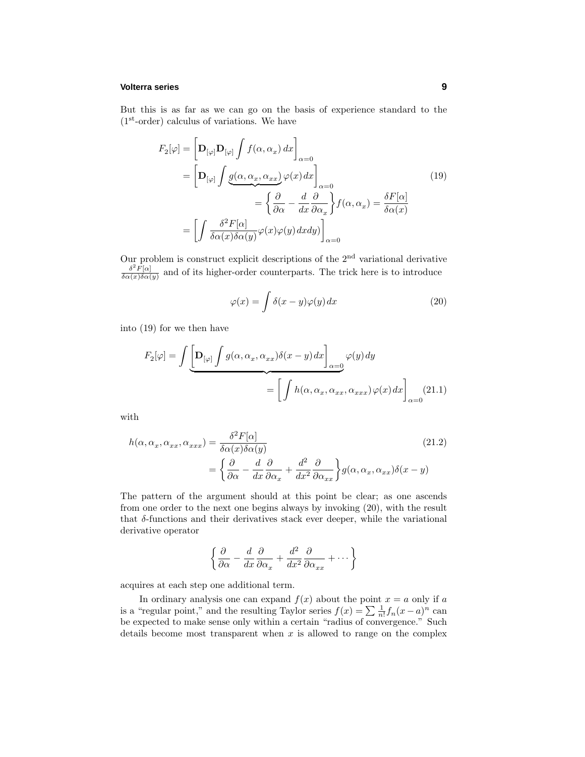But this is as far as we can go on the basis of experience standard to the (1st-order) calculus of variations. We have

$$
\begin{aligned}
F_2[\varphi] &= \Big[\mathbf{D}_{[\varphi]}\mathbf{D}_{[\varphi]}\int f(\alpha,\alpha_x)\,dx\Big]_{\alpha=0} \\
&= \Big[\mathbf{D}_{[\varphi]}\int \underbrace{g(\alpha,\alpha_x,\alpha_{xx})}\,\varphi(x)\,dx\Big]_{\alpha=0} \\
&\qquad\qquad = \Big\{\frac{\partial}{\partial\alpha}-\frac{d}{dx}\frac{\partial}{\partial\alpha_x}\Big\}f(\alpha,\alpha_x)=\frac{\delta F[\alpha]}{\delta\alpha(x)} \\
&= \Big[\int \frac{\delta^2 F[\alpha]}{\delta\alpha(x)\delta\alpha(y)}\varphi(x)\varphi(y)\,dxdy)\Big]_{\alpha=0}
\end{aligned}
\tag{19}
$$

Our problem is construct explicit descriptions of the 2nd variational derivative $\frac{\delta^2 F[\alpha]}{\delta\alpha(x)\delta\alpha(y)}$ and of its higher-order counterparts. The trick here is to introduce

$$
\varphi(x) = \int \delta(x-y)\varphi(y)\,dx \tag{20}
$$

into (19) for we then have

$$
\begin{aligned}
F_2[\varphi] &= \int \underbrace{\Big[\mathbf{D}_{[\varphi]}\int g(\alpha,\alpha_x,\alpha_{xx})\delta(x-y)\,dx\Big]_{\alpha=0}}\varphi(y)\,dy \\
&\qquad\qquad = \Big[\int h(\alpha,\alpha_x,\alpha_{xx},\alpha_{xxx})\,\varphi(x)\,dx\Big]_{\alpha=0}
\end{aligned}
\tag{21.1}
$$

with

$$
\begin{aligned}
h(\alpha,\alpha_x,\alpha_{xx},\alpha_{xxx}) &= \frac{\delta^2 F[\alpha]}{\delta\alpha(x)\delta\alpha(y)} \\
&= \Big\{\frac{\partial}{\partial\alpha}-\frac{d}{dx}\frac{\partial}{\partial\alpha_x}+\frac{d^2}{dx^2}\frac{\partial}{\partial\alpha_{xx}}\Big\}g(\alpha,\alpha_x,\alpha_{xx})\delta(x-y)
\end{aligned}
\tag{21.2}
$$

The pattern of the argument should at this point be clear; as one ascends from one order to the next one begins always by invoking (20), with the result that $\delta$-functions and their derivatives stack ever deeper, while the variational derivative operator

$$
\Big\{\frac{\partial}{\partial\alpha}-\frac{d}{dx}\frac{\partial}{\partial\alpha_x}+\frac{d^2}{dx^2}\frac{\partial}{\partial\alpha_{xx}}+\cdots\Big\}
$$

acquires at each step one additional term.

In ordinary analysis one can expand $f(x)$ about the point $x=a$ only if $a$ is a "regular point," and the resulting Taylor series $f(x)=\sum\frac{1}{n!}f_n(x-a)^n$ can be expected to make sense only within a certain "radius of convergence." Such details become most transparent when $x$ is allowed to range on the complex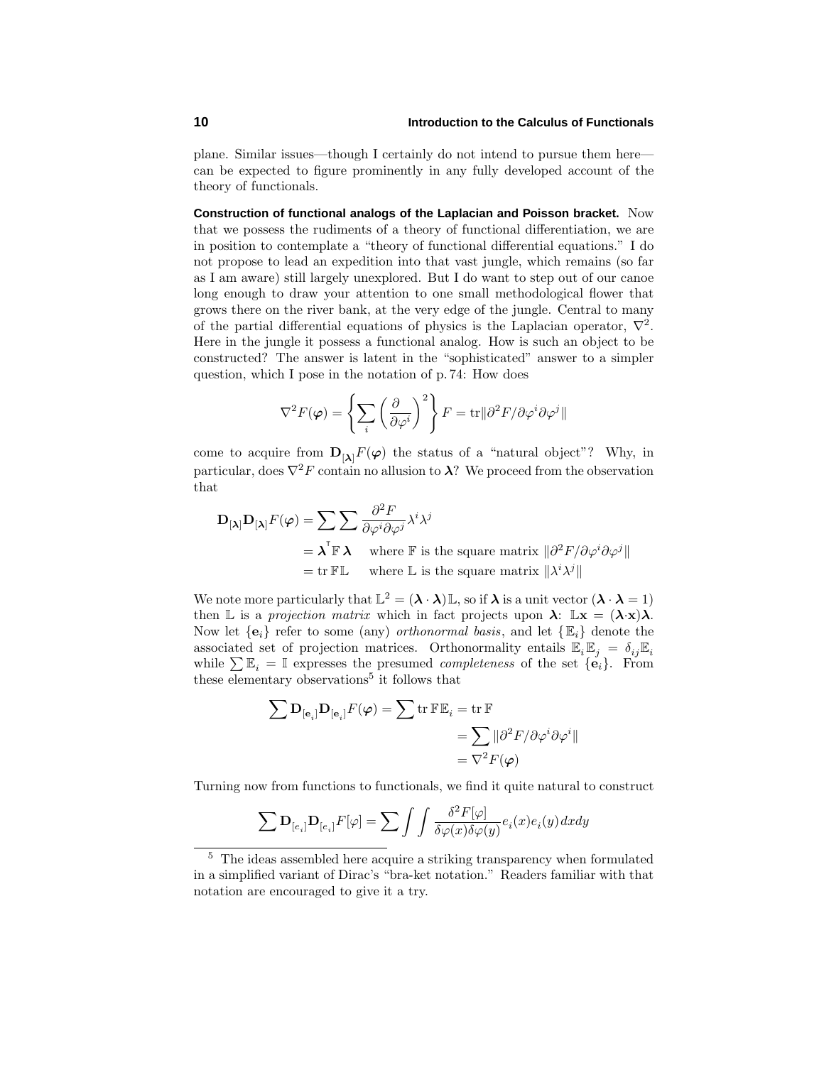plane. Similar issues—though I certainly do not intend to pursue them here—can be expected to figure prominently in any fully developed account of the theory of functionals.

**Construction of functional analogs of the Laplacian and Poisson bracket.** Now that we possess the rudiments of a theory of functional differentiation, we are in position to contemplate a "theory of functional differential equations." I do not propose to lead an expedition into that vast jungle, which remains (so far as I am aware) still largely unexplored. But I do want to step out of our canoe long enough to draw your attention to one small methodological flower that grows there on the river bank, at the very edge of the jungle. Central to many of the partial differential equations of physics is the Laplacian operator, $\nabla^2$. Here in the jungle it possess a functional analog. How is such an object to be constructed? The answer is latent in the "sophisticated" answer to a simpler question, which I pose in the notation of p. 74: How does

$$\nabla^2 F(\boldsymbol{\varphi}) = \left\{ \sum_i \left( \frac{\partial}{\partial \varphi^i} \right)^2 \right\} F = \mathrm{tr} \|\partial^2 F / \partial \varphi^i \partial \varphi^j \|$$

come to acquire from $\mathbf{D}_{[\boldsymbol{\lambda}]} F(\boldsymbol{\varphi})$ the status of a "natural object"? Why, in particular, does $\nabla^2 F$ contain no allusion to $\boldsymbol{\lambda}$? We proceed from the observation that

$$\begin{aligned}
\mathbf{D}_{[\boldsymbol{\lambda}]} \mathbf{D}_{[\boldsymbol{\lambda}]} F(\boldsymbol{\varphi}) &= \sum \sum \frac{\partial^2 F}{\partial \varphi^i \partial \varphi^j} \lambda^i \lambda^j \\
&= \boldsymbol{\lambda}^{\mathsf{T}} \mathbb{F} \boldsymbol{\lambda} \quad \text{where } \mathbb{F} \text{ is the square matrix } \|\partial^2 F / \partial \varphi^i \partial \varphi^j \| \\
&= \mathrm{tr}\, \mathbb{F} \mathbb{L} \quad \text{where } \mathbb{L} \text{ is the square matrix } \|\lambda^i \lambda^j \|
\end{aligned}$$

We note more particularly that $\mathbb{L}^2 = (\boldsymbol{\lambda} \cdot \boldsymbol{\lambda})\mathbb{L}$, so if $\boldsymbol{\lambda}$ is a unit vector ($\boldsymbol{\lambda} \cdot \boldsymbol{\lambda} = 1$) then $\mathbb{L}$ is a *projection matrix* which in fact projects upon $\boldsymbol{\lambda}$: $\mathbb{L}\mathbf{x} = (\boldsymbol{\lambda} \cdot \mathbf{x})\boldsymbol{\lambda}$. Now let $\{\mathbf{e}_i\}$ refer to some (any) *orthonormal basis*, and let $\{\mathbb{E}_i\}$ denote the associated set of projection matrices. Orthonormality entails $\mathbb{E}_i \mathbb{E}_j = \delta_{ij} \mathbb{E}_i$ while $\sum \mathbb{E}_i = \mathbb{I}$ expresses the presumed *completeness* of the set $\{\mathbf{e}_i\}$. From these elementary observations[5] it follows that

$$\begin{aligned}
\sum \mathbf{D}_{[\mathbf{e}_i]} \mathbf{D}_{[\mathbf{e}_i]} F(\boldsymbol{\varphi}) = \sum \mathrm{tr}\, \mathbb{F} \mathbb{E}_i &= \mathrm{tr}\, \mathbb{F} \\
&= \sum \|\partial^2 F / \partial \varphi^i \partial \varphi^i \| \\
&= \nabla^2 F(\boldsymbol{\varphi})
\end{aligned}$$

Turning now from functions to functionals, we find it quite natural to construct

$$\sum \mathbf{D}_{[e_i]} \mathbf{D}_{[e_i]} F[\varphi] = \sum \int \int \frac{\delta^2 F[\varphi]}{\delta \varphi(x) \delta \varphi(y)} e_i(x) e_i(y)\, dx dy$$

[5] The ideas assembled here acquire a striking transparency when formulated in a simplified variant of Dirac's "bra-ket notation." Readers familiar with that notation are encouraged to give it a try.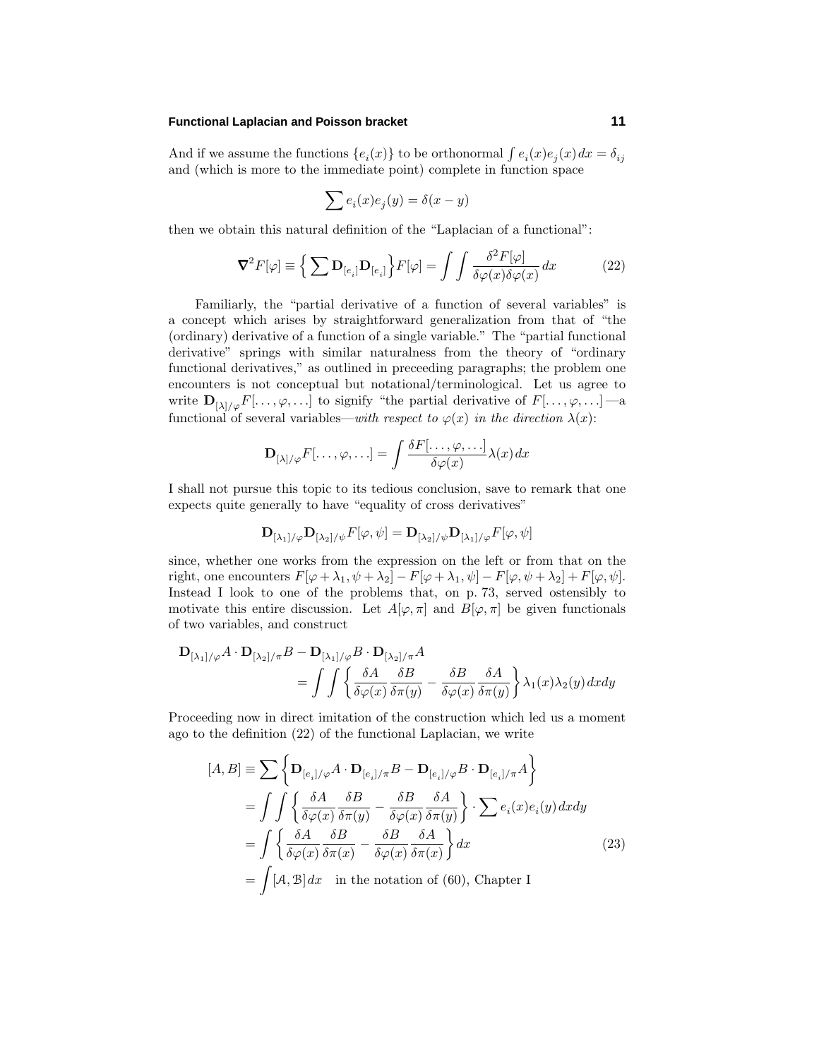And if we assume the functions $\{e_i(x)\}$ to be orthonormal $\int e_i(x)e_j(x)\,dx = \delta_{ij}$ and (which is more to the immediate point) complete in function space

$$\sum e_i(x)e_j(y) = \delta(x-y)$$

then we obtain this natural definition of the "Laplacian of a functional":

$$\boldsymbol{\nabla}^2 F[\varphi] \equiv \Big\{\sum \mathbf{D}_{[e_i]}\mathbf{D}_{[e_i]}\Big\}F[\varphi] = \int\!\!\int \frac{\delta^2 F[\varphi]}{\delta\varphi(x)\delta\varphi(x)}\,dx \tag{22}$$

Familiarly, the "partial derivative of a function of several variables" is a concept which arises by straightforward generalization from that of "the (ordinary) derivative of a function of a single variable." The "partial functional derivative" springs with similar naturalness from the theory of "ordinary functional derivatives," as outlined in preceeding paragraphs; the problem one encounters is not conceptual but notational/terminological. Let us agree to write $\mathbf{D}_{[\lambda]/\varphi}F[\ldots,\varphi,\ldots]$ to signify "the partial derivative of $F[\ldots,\varphi,\ldots]$—a functional of several variables—*with respect to* $\varphi(x)$ *in the direction* $\lambda(x)$:

$$\mathbf{D}_{[\lambda]/\varphi}F[\ldots,\varphi,\ldots] = \int \frac{\delta F[\ldots,\varphi,\ldots]}{\delta\varphi(x)}\lambda(x)\,dx$$

I shall not pursue this topic to its tedious conclusion, save to remark that one expects quite generally to have "equality of cross derivatives"

$$\mathbf{D}_{[\lambda_1]/\varphi}\mathbf{D}_{[\lambda_2]/\psi}F[\varphi,\psi] = \mathbf{D}_{[\lambda_2]/\psi}\mathbf{D}_{[\lambda_1]/\varphi}F[\varphi,\psi]$$

since, whether one works from the expression on the left or from that on the right, one encounters $F[\varphi+\lambda_1,\psi+\lambda_2]-F[\varphi+\lambda_1,\psi]-F[\varphi,\psi+\lambda_2]+F[\varphi,\psi]$. Instead I look to one of the problems that, on p. 73, served ostensibly to motivate this entire discussion. Let $A[\varphi,\pi]$ and $B[\varphi,\pi]$ be given functionals of two variables, and construct

$$\begin{aligned}
\mathbf{D}_{[\lambda_1]/\varphi}A\cdot\mathbf{D}_{[\lambda_2]/\pi}B &- \mathbf{D}_{[\lambda_1]/\varphi}B\cdot\mathbf{D}_{[\lambda_2]/\pi}A \\
&= \int\!\!\int\left\{\frac{\delta A}{\delta\varphi(x)}\frac{\delta B}{\delta\pi(y)} - \frac{\delta B}{\delta\varphi(x)}\frac{\delta A}{\delta\pi(y)}\right\}\lambda_1(x)\lambda_2(y)\,dxdy
\end{aligned}$$

Proceeding now in direct imitation of the construction which led us a moment ago to the definition (22) of the functional Laplacian, we write

$$\begin{aligned}
[A,B] &\equiv \sum\left\{\mathbf{D}_{[e_i]/\varphi}A\cdot\mathbf{D}_{[e_i]/\pi}B - \mathbf{D}_{[e_i]/\varphi}B\cdot\mathbf{D}_{[e_i]/\pi}A\right\} \\
&= \int\!\!\int\left\{\frac{\delta A}{\delta\varphi(x)}\frac{\delta B}{\delta\pi(y)} - \frac{\delta B}{\delta\varphi(x)}\frac{\delta A}{\delta\pi(y)}\right\}\cdot\sum e_i(x)e_i(y)\,dxdy \\
&= \int\left\{\frac{\delta A}{\delta\varphi(x)}\frac{\delta B}{\delta\pi(x)} - \frac{\delta B}{\delta\varphi(x)}\frac{\delta A}{\delta\pi(x)}\right\}dx \\
&= \int[\mathcal{A},\mathcal{B}]\,dx \quad \text{in the notation of (60), Chapter I}
\end{aligned} \tag{23}$$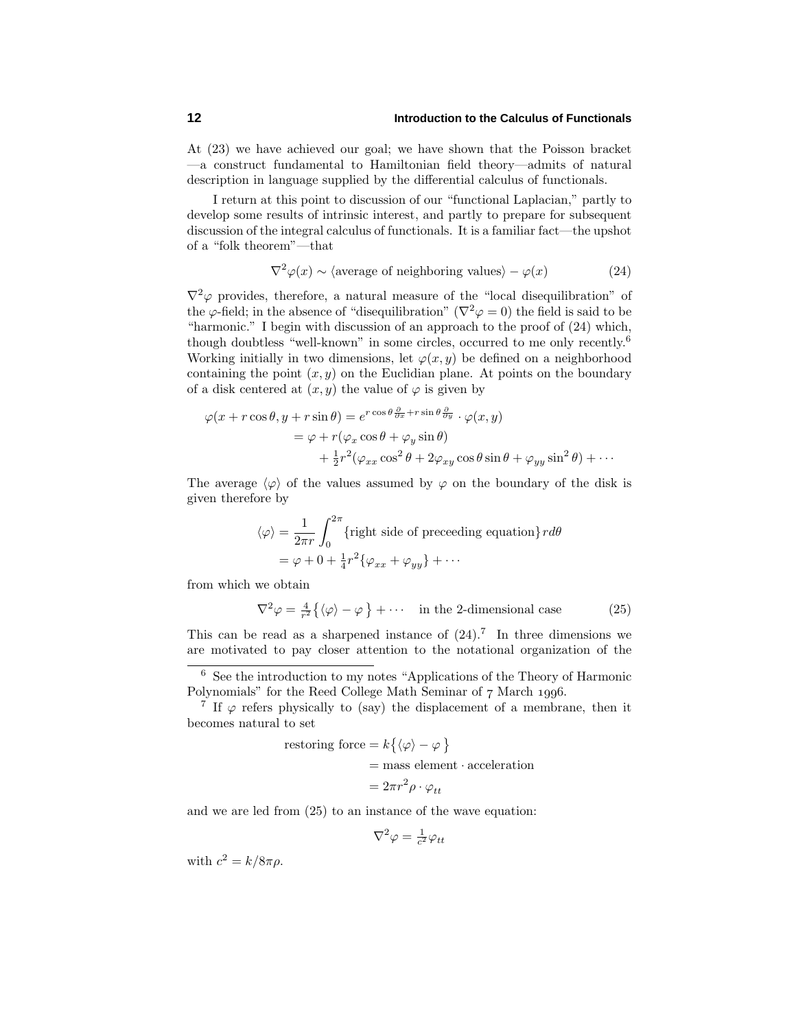At (23) we have achieved our goal; we have shown that the Poisson bracket —a construct fundamental to Hamiltonian field theory—admits of natural description in language supplied by the differential calculus of functionals.

I return at this point to discussion of our "functional Laplacian," partly to develop some results of intrinsic interest, and partly to prepare for subsequent discussion of the integral calculus of functionals. It is a familiar fact—the upshot of a "folk theorem"—that

$$\nabla^2\varphi(x) \sim \langle\text{average of neighboring values}\rangle - \varphi(x) \tag{24}$$

$\nabla^2\varphi$ provides, therefore, a natural measure of the "local disequilibration" of the $\varphi$-field; in the absence of "disequilibration" ($\nabla^2\varphi = 0$) the field is said to be "harmonic." I begin with discussion of an approach to the proof of (24) which, though doubtless "well-known" in some circles, occurred to me only recently.[6] Working initially in two dimensions, let $\varphi(x, y)$ be defined on a neighborhood containing the point $(x, y)$ on the Euclidian plane. At points on the boundary of a disk centered at $(x, y)$ the value of $\varphi$ is given by

$$\begin{aligned}
\varphi(x + r\cos\theta, y + r\sin\theta) &= e^{r\cos\theta\frac{\partial}{\partial x} + r\sin\theta\frac{\partial}{\partial y}} \cdot \varphi(x, y) \\
&= \varphi + r(\varphi_x\cos\theta + \varphi_y\sin\theta) \\
&\qquad + \tfrac{1}{2}r^2(\varphi_{xx}\cos^2\theta + 2\varphi_{xy}\cos\theta\sin\theta + \varphi_{yy}\sin^2\theta) + \cdots
\end{aligned}$$

The average $\langle\varphi\rangle$ of the values assumed by $\varphi$ on the boundary of the disk is given therefore by

$$\begin{aligned}
\langle\varphi\rangle &= \frac{1}{2\pi r}\int_0^{2\pi} \{\text{right side of preceeding equation}\}\, r d\theta \\
&= \varphi + 0 + \tfrac{1}{4}r^2\{\varphi_{xx} + \varphi_{yy}\} + \cdots
\end{aligned}$$

from which we obtain

$$\nabla^2\varphi = \tfrac{4}{r^2}\big\{\langle\varphi\rangle - \varphi\,\big\} + \cdots \quad \text{in the 2-dimensional case} \tag{25}$$

This can be read as a sharpened instance of (24).[7] In three dimensions we are motivated to pay closer attention to the notational organization of the

---

[6] See the introduction to my notes "Applications of the Theory of Harmonic Polynomials" for the Reed College Math Seminar of 7 March 1996.

[7] If $\varphi$ refers physically to (say) the displacement of a membrane, then it becomes natural to set

$$\begin{aligned}
\text{restoring force} &= k\big\{\langle\varphi\rangle - \varphi\,\big\} \\
&= \text{mass element} \cdot \text{acceleration} \\
&= 2\pi r^2\rho \cdot \varphi_{tt}
\end{aligned}$$

and we are led from (25) to an instance of the wave equation:

$$\nabla^2\varphi = \tfrac{1}{c^2}\varphi_{tt}$$

with $c^2 = k/8\pi\rho$.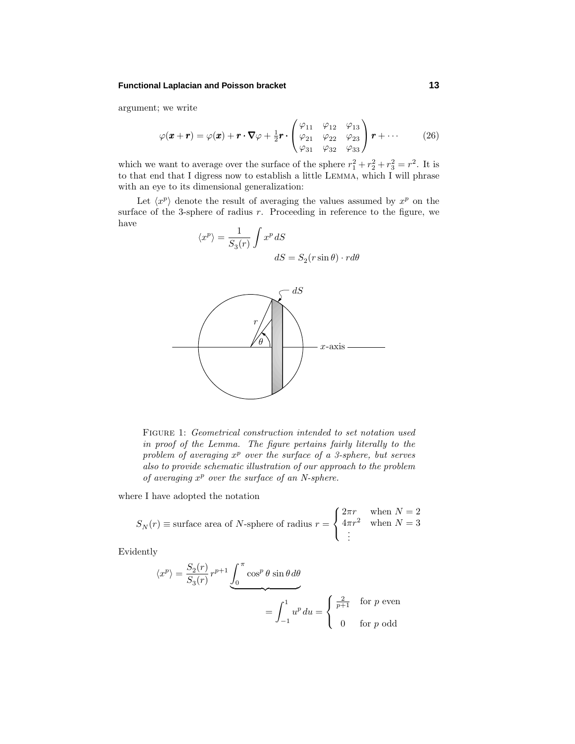argument; we write

$$\varphi(\boldsymbol{x}+\boldsymbol{r}) = \varphi(\boldsymbol{x}) + \boldsymbol{r}\cdot\boldsymbol{\nabla}\varphi + \tfrac{1}{2}\boldsymbol{r}\cdot\begin{pmatrix}\varphi_{11} & \varphi_{12} & \varphi_{13}\\ \varphi_{21} & \varphi_{22} & \varphi_{23}\\ \varphi_{31} & \varphi_{32} & \varphi_{33}\end{pmatrix}\boldsymbol{r} + \cdots \tag{26}$$

which we want to average over the surface of the sphere $r_1^2 + r_2^2 + r_3^2 = r^2$. It is to that end that I digress now to establish a little LEMMA, which I will phrase with an eye to its dimensional generalization:

Let $\langle x^p\rangle$ denote the result of averaging the values assumed by $x^p$ on the surface of the 3-sphere of radius $r$. Proceeding in reference to the figure, we have

$$\langle x^p\rangle = \frac{1}{S_3(r)}\int x^p\,dS$$

$$dS = S_2(r\sin\theta)\cdot r d\theta$$

FIGURE 1: *Geometrical construction intended to set notation used in proof of the Lemma. The figure pertains fairly literally to the problem of averaging $x^p$ over the surface of a 3-sphere, but serves also to provide schematic illustration of our approach to the problem of averaging $x^p$ over the surface of an N-sphere.*

where I have adopted the notation

$$S_N(r) \equiv \text{surface area of } N\text{-sphere of radius } r = \begin{cases} 2\pi r & \text{when } N=2\\ 4\pi r^2 & \text{when } N=3\\ \vdots & \end{cases}$$

Evidently

$$\langle x^p\rangle = \frac{S_2(r)}{S_3(r)}\,r^{p+1}\underbrace{\int_0^\pi \cos^p\theta\,\sin\theta\,d\theta}$$

$$= \int_{-1}^{1} u^p\,du = \begin{cases} \frac{2}{p+1} & \text{for } p \text{ even}\\[6pt] 0 & \text{for } p \text{ odd}\end{cases}$$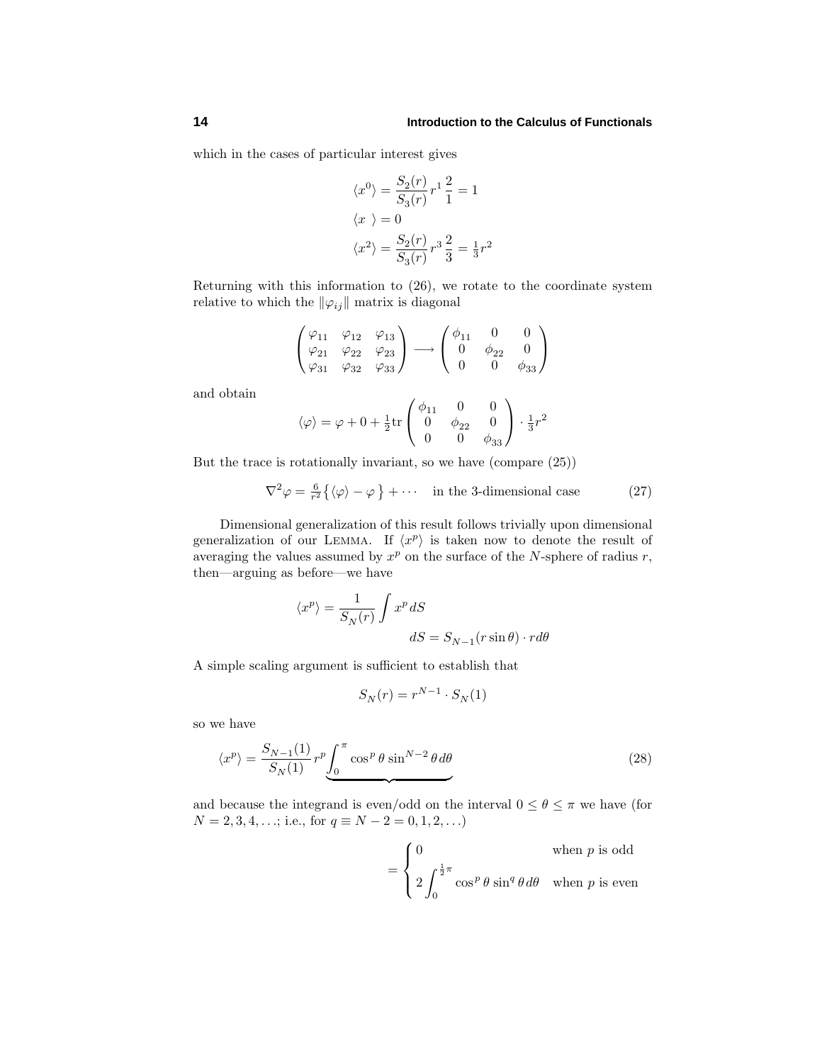which in the cases of particular interest gives

$$
\begin{aligned}
\langle x^0 \rangle &= \frac{S_2(r)}{S_3(r)}\, r^1\, \frac{2}{1} = 1 \\
\langle x \;\; \rangle &= 0 \\
\langle x^2 \rangle &= \frac{S_2(r)}{S_3(r)}\, r^3\, \frac{2}{3} = \tfrac{1}{3} r^2
\end{aligned}
$$

Returning with this information to (26), we rotate to the coordinate system relative to which the $\|\varphi_{ij}\|$ matrix is diagonal

$$
\begin{pmatrix} \varphi_{11} & \varphi_{12} & \varphi_{13} \\ \varphi_{21} & \varphi_{22} & \varphi_{23} \\ \varphi_{31} & \varphi_{32} & \varphi_{33} \end{pmatrix} \longrightarrow \begin{pmatrix} \phi_{11} & 0 & 0 \\ 0 & \phi_{22} & 0 \\ 0 & 0 & \phi_{33} \end{pmatrix}
$$

and obtain

$$
\langle \varphi \rangle = \varphi + 0 + \tfrac{1}{2}\mathrm{tr} \begin{pmatrix} \phi_{11} & 0 & 0 \\ 0 & \phi_{22} & 0 \\ 0 & 0 & \phi_{33} \end{pmatrix} \cdot \tfrac{1}{3} r^2
$$

But the trace is rotationally invariant, so we have (compare (25))

$$
\nabla^2 \varphi = \tfrac{6}{r^2}\big\{ \langle \varphi \rangle - \varphi \big\} + \cdots \quad \text{in the 3-dimensional case} \tag{27}
$$

Dimensional generalization of this result follows trivially upon dimensional generalization of our LEMMA. If $\langle x^p \rangle$ is taken now to denote the result of averaging the values assumed by $x^p$ on the surface of the $N$-sphere of radius $r$, then—arguing as before—we have

$$
\langle x^p \rangle = \frac{1}{S_N(r)} \int x^p \, dS
$$

$$
dS = S_{N-1}(r \sin\theta) \cdot r d\theta
$$

A simple scaling argument is sufficient to establish that

$$
S_N(r) = r^{N-1} \cdot S_N(1)
$$

so we have

$$
\langle x^p \rangle = \frac{S_{N-1}(1)}{S_N(1)}\, r^p \underbrace{\int_0^\pi \cos^p\theta \sin^{N-2}\theta \, d\theta} \tag{28}
$$

and because the integrand is even/odd on the interval $0 \le \theta \le \pi$ we have (for $N = 2, 3, 4, \ldots$; i.e., for $q \equiv N - 2 = 0, 1, 2, \ldots$)

$$
= \begin{cases} 0 & \text{when } p \text{ is odd} \\ 2\displaystyle\int_0^{\frac{1}{2}\pi} \cos^p\theta \sin^q\theta \, d\theta & \text{when } p \text{ is even} \end{cases}
$$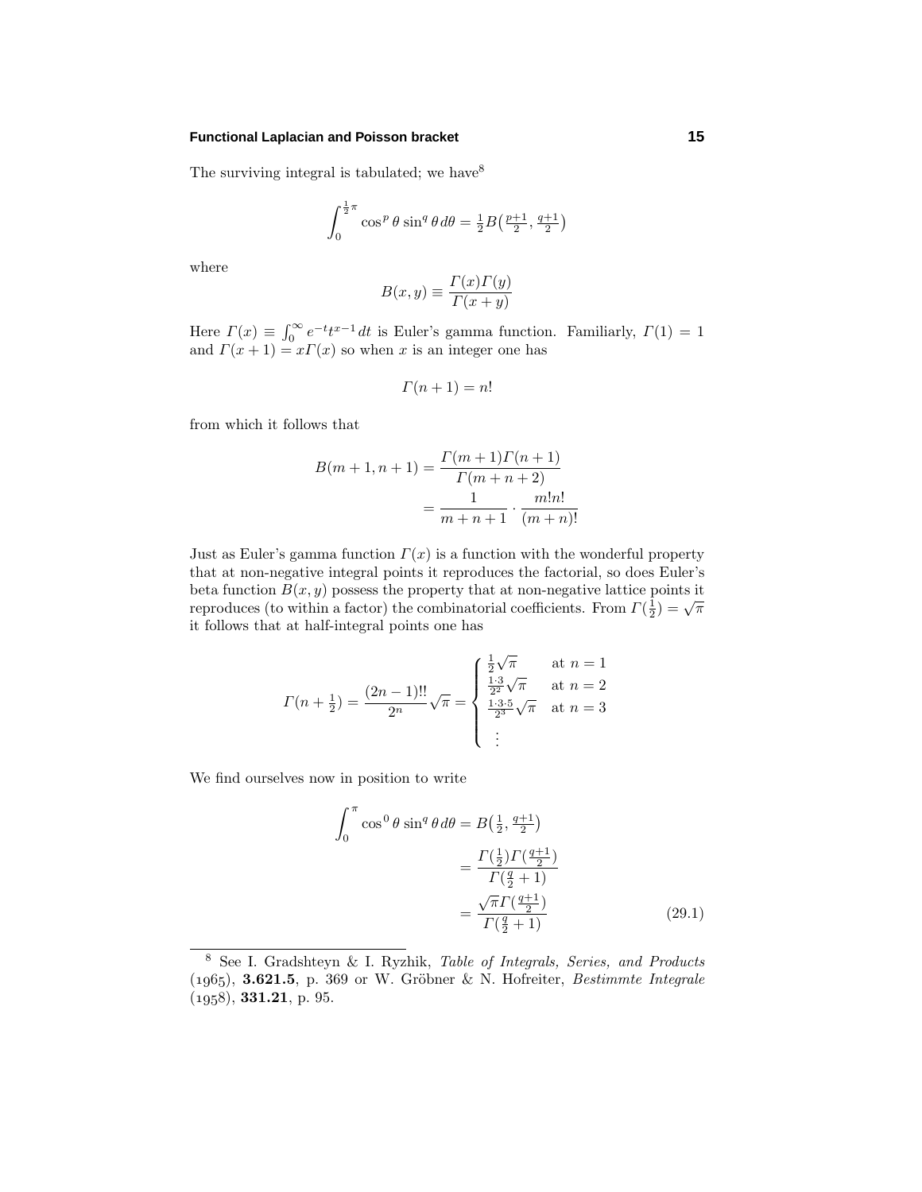The surviving integral is tabulated; we have[8]

$$\int_0^{\frac{1}{2}\pi} \cos^p\theta \sin^q\theta \, d\theta = \tfrac{1}{2}B\big(\tfrac{p+1}{2}, \tfrac{q+1}{2}\big)$$

where

$$B(x,y) \equiv \frac{\Gamma(x)\Gamma(y)}{\Gamma(x+y)}$$

Here $\Gamma(x) \equiv \int_0^\infty e^{-t}t^{x-1}\,dt$ is Euler's gamma function. Familiarly, $\Gamma(1) = 1$ and $\Gamma(x+1) = x\Gamma(x)$ so when $x$ is an integer one has

$$\Gamma(n+1) = n!$$

from which it follows that

$$\begin{aligned}
B(m+1, n+1) &= \frac{\Gamma(m+1)\Gamma(n+1)}{\Gamma(m+n+2)} \\
&= \frac{1}{m+n+1} \cdot \frac{m!n!}{(m+n)!}
\end{aligned}$$

Just as Euler's gamma function $\Gamma(x)$ is a function with the wonderful property that at non-negative integral points it reproduces the factorial, so does Euler's beta function $B(x,y)$ possess the property that at non-negative lattice points it reproduces (to within a factor) the combinatorial coefficients. From $\Gamma(\frac{1}{2}) = \sqrt{\pi}$ it follows that at half-integral points one has

$$\Gamma(n+\tfrac{1}{2}) = \frac{(2n-1)!!}{2^n}\sqrt{\pi} = \begin{cases} \frac{1}{2}\sqrt{\pi} & \text{at } n=1 \\ \frac{1\cdot 3}{2^2}\sqrt{\pi} & \text{at } n=2 \\ \frac{1\cdot 3\cdot 5}{2^3}\sqrt{\pi} & \text{at } n=3 \\ \quad\vdots \end{cases}$$

We find ourselves now in position to write

$$\begin{aligned}
\int_0^\pi \cos^0\theta \sin^q\theta \, d\theta &= B\big(\tfrac{1}{2}, \tfrac{q+1}{2}\big) \\
&= \frac{\Gamma(\frac{1}{2})\Gamma(\frac{q+1}{2})}{\Gamma(\frac{q}{2}+1)} \\
&= \frac{\sqrt{\pi}\,\Gamma(\frac{q+1}{2})}{\Gamma(\frac{q}{2}+1)} 
\end{aligned} \tag{29.1}$$

---

[8] See I. Gradshteyn & I. Ryzhik, *Table of Integrals, Series, and Products* (1965), **3.621.5**, p. 369 or W. Gröbner & N. Hofreiter, *Bestimmte Integrale* (1958), **331.21**, p. 95.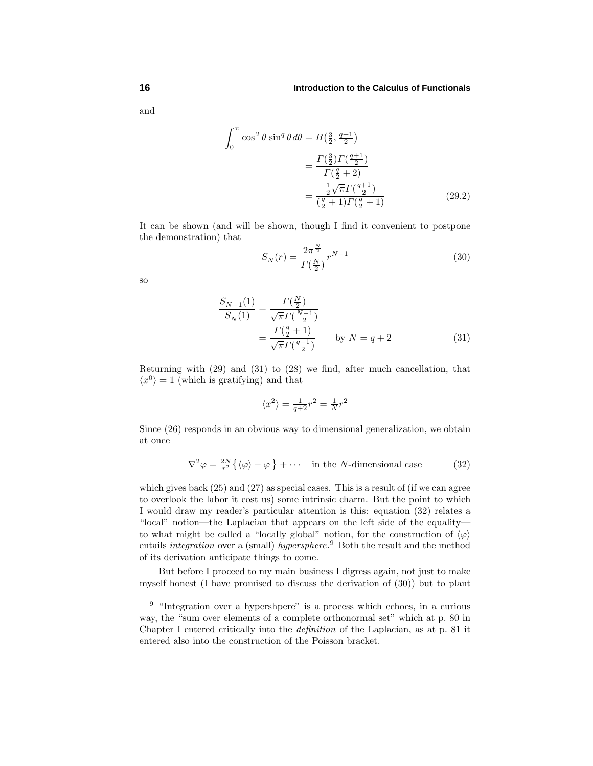and

$$\int_0^\pi \cos^2\theta \sin^q\theta \, d\theta = B\big(\tfrac{3}{2}, \tfrac{q+1}{2}\big)$$
$$= \frac{\Gamma(\frac{3}{2})\Gamma(\frac{q+1}{2})}{\Gamma(\frac{q}{2}+2)}$$
$$= \frac{\frac{1}{2}\sqrt{\pi}\,\Gamma(\frac{q+1}{2})}{(\frac{q}{2}+1)\Gamma(\frac{q}{2}+1)} \tag{29.2}$$

It can be shown (and will be shown, though I find it convenient to postpone the demonstration) that

$$S_N(r) = \frac{2\pi^{\frac{N}{2}}}{\Gamma(\frac{N}{2})}\, r^{N-1} \tag{30}$$

so

$$\frac{S_{N-1}(1)}{S_N(1)} = \frac{\Gamma(\frac{N}{2})}{\sqrt{\pi}\,\Gamma(\frac{N-1}{2})}$$
$$= \frac{\Gamma(\frac{q}{2}+1)}{\sqrt{\pi}\,\Gamma(\frac{q+1}{2})} \qquad \text{by } N = q+2 \tag{31}$$

Returning with (29) and (31) to (28) we find, after much cancellation, that $\langle x^0 \rangle = 1$ (which is gratifying) and that

$$\langle x^2 \rangle = \tfrac{1}{q+2} r^2 = \tfrac{1}{N} r^2$$

Since (26) responds in an obvious way to dimensional generalization, we obtain at once

$$\nabla^2 \varphi = \tfrac{2N}{r^2}\big\{\langle\varphi\rangle - \varphi\big\} + \cdots \quad \text{in the } N\text{-dimensional case} \tag{32}$$

which gives back (25) and (27) as special cases. This is a result of (if we can agree to overlook the labor it cost us) some intrinsic charm. But the point to which I would draw my reader's particular attention is this: equation (32) relates a "local" notion—the Laplacian that appears on the left side of the equality—to what might be called a "locally global" notion, for the construction of $\langle\varphi\rangle$ entails *integration* over a (small) *hypersphere*.[9] Both the result and the method of its derivation anticipate things to come.

But before I proceed to my main business I digress again, not just to make myself honest (I have promised to discuss the derivation of (30)) but to plant

---

[9] "Integration over a hypershpere" is a process which echoes, in a curious way, the "sum over elements of a complete orthonormal set" which at p. 80 in Chapter I entered critically into the *definition* of the Laplacian, as at p. 81 it entered also into the construction of the Poisson bracket.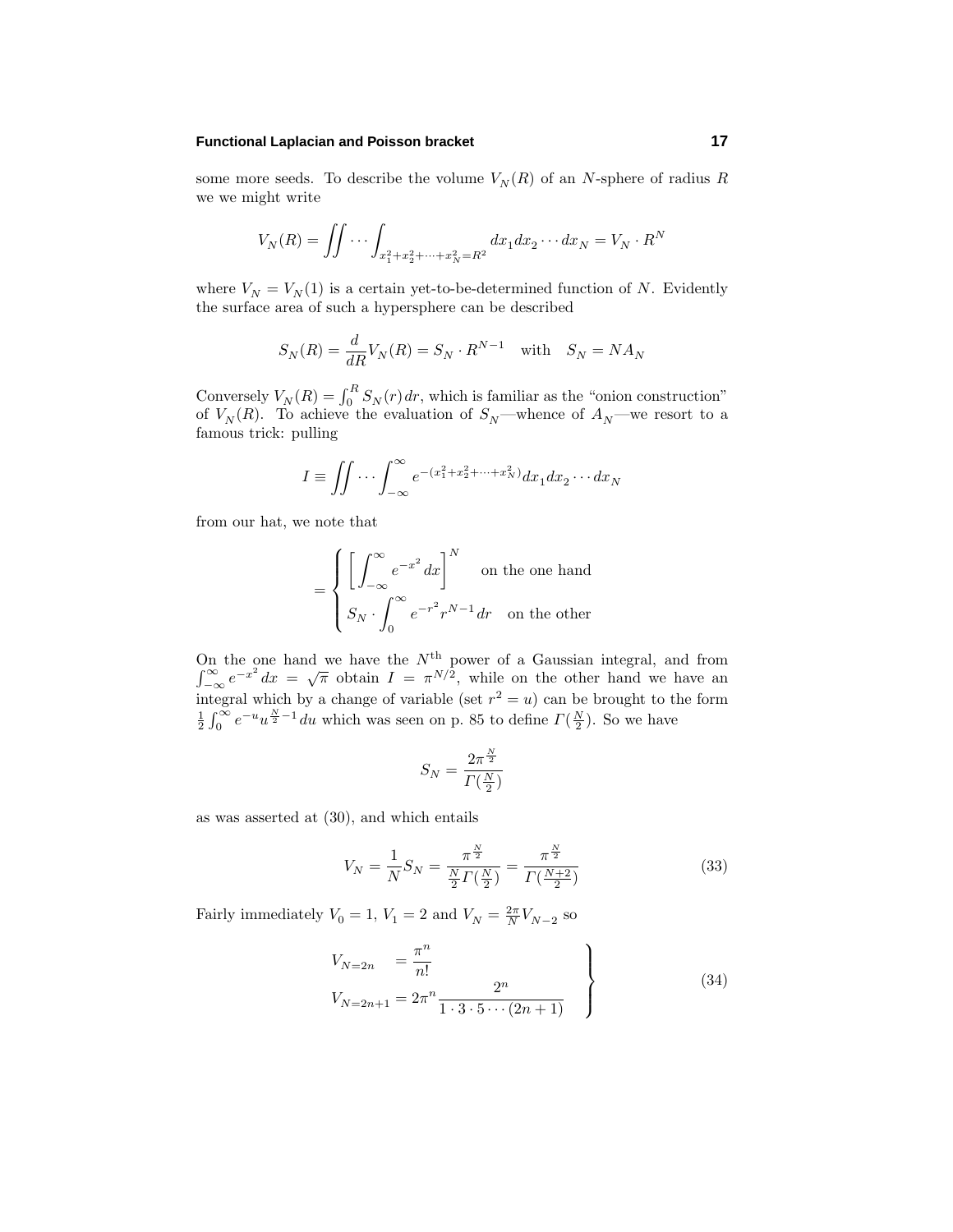some more seeds. To describe the volume $V_N(R)$ of an $N$-sphere of radius $R$ we we might write

$$V_N(R) = \iint \cdots \int_{x_1^2+x_2^2+\cdots+x_N^2=R^2} dx_1 dx_2 \cdots dx_N = V_N \cdot R^N$$

where $V_N = V_N(1)$ is a certain yet-to-be-determined function of $N$. Evidently the surface area of such a hypersphere can be described

$$S_N(R) = \frac{d}{dR} V_N(R) = S_N \cdot R^{N-1} \quad \text{with} \quad S_N = N A_N$$

Conversely $V_N(R) = \int_0^R S_N(r)\, dr$, which is familiar as the "onion construction" of $V_N(R)$. To achieve the evaluation of $S_N$—whence of $A_N$—we resort to a famous trick: pulling

$$I \equiv \iint \cdots \int_{-\infty}^{\infty} e^{-(x_1^2+x_2^2+\cdots+x_N^2)} dx_1 dx_2 \cdots dx_N$$

from our hat, we note that

$$= \begin{cases} \Big[ \displaystyle\int_{-\infty}^{\infty} e^{-x^2}\, dx \Big]^N & \text{on the one hand} \\ S_N \cdot \displaystyle\int_0^{\infty} e^{-r^2} r^{N-1}\, dr & \text{on the other} \end{cases}$$

On the one hand we have the $N^{\text{th}}$ power of a Gaussian integral, and from $\int_{-\infty}^{\infty} e^{-x^2}\, dx = \sqrt{\pi}$ obtain $I = \pi^{N/2}$, while on the other hand we have an integral which by a change of variable (set $r^2 = u$) can be brought to the form $\frac{1}{2}\int_0^{\infty} e^{-u} u^{\frac{N}{2}-1}\, du$ which was seen on p. 85 to define $\Gamma(\frac{N}{2})$. So we have

$$S_N = \frac{2\pi^{\frac{N}{2}}}{\Gamma(\frac{N}{2})}$$

as was asserted at (30), and which entails

$$V_N = \frac{1}{N} S_N = \frac{\pi^{\frac{N}{2}}}{\frac{N}{2}\Gamma(\frac{N}{2})} = \frac{\pi^{\frac{N}{2}}}{\Gamma(\frac{N+2}{2})} \tag{33}$$

Fairly immediately $V_0 = 1$, $V_1 = 2$ and $V_N = \frac{2\pi}{N} V_{N-2}$ so

$$\left.\begin{aligned} V_{N=2n} &= \frac{\pi^n}{n!} \\ V_{N=2n+1} &= 2\pi^n \frac{2^n}{1 \cdot 3 \cdot 5 \cdots (2n+1)} \end{aligned}\right\} \tag{34}$$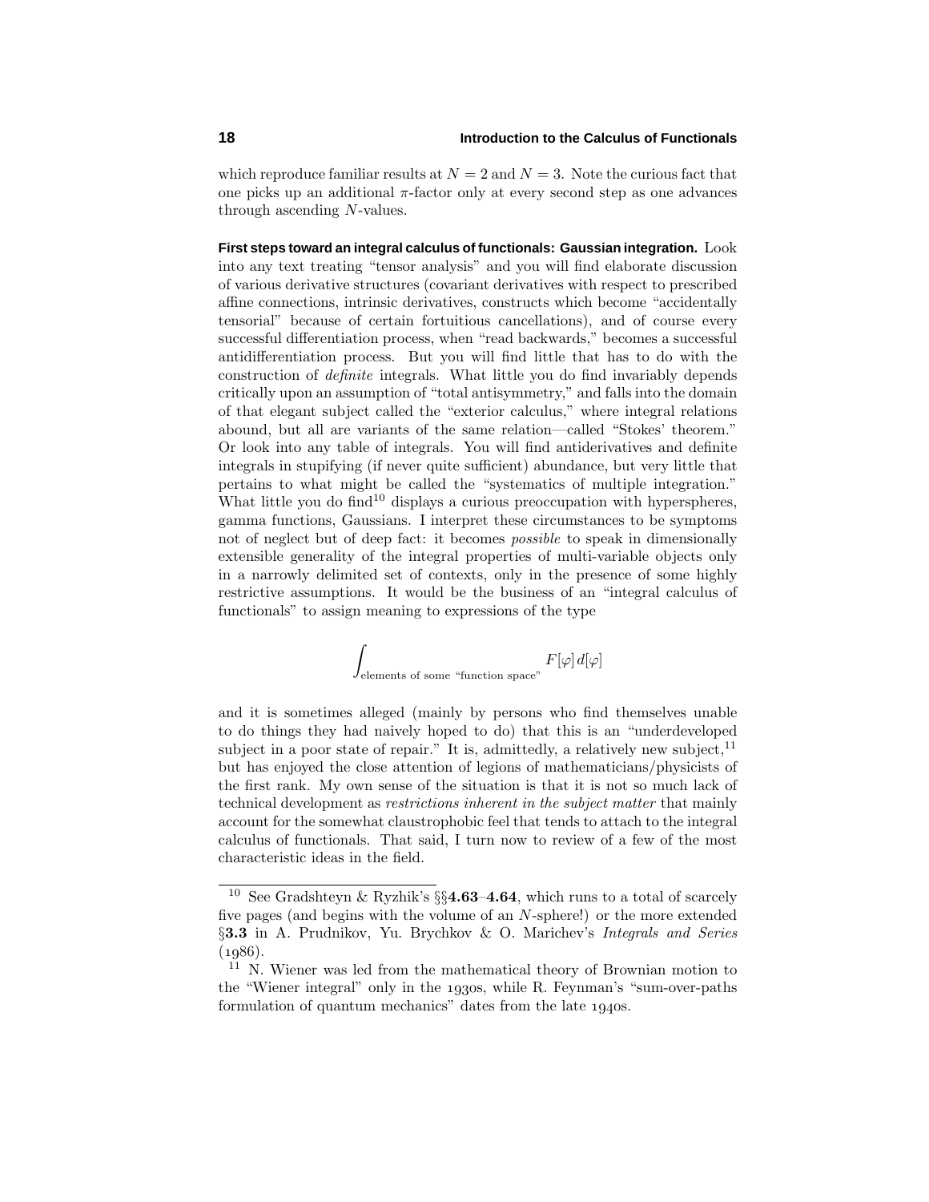which reproduce familiar results at $N = 2$ and $N = 3$. Note the curious fact that one picks up an additional $\pi$-factor only at every second step as one advances through ascending $N$-values.

**First steps toward an integral calculus of functionals: Gaussian integration.** Look into any text treating "tensor analysis" and you will find elaborate discussion of various derivative structures (covariant derivatives with respect to prescribed affine connections, intrinsic derivatives, constructs which become "accidentally tensorial" because of certain fortuitious cancellations), and of course every successful differentiation process, when "read backwards," becomes a successful antidifferentiation process. But you will find little that has to do with the construction of *definite* integrals. What little you do find invariably depends critically upon an assumption of "total antisymmetry," and falls into the domain of that elegant subject called the "exterior calculus," where integral relations abound, but all are variants of the same relation—called "Stokes' theorem." Or look into any table of integrals. You will find antiderivatives and definite integrals in stupifying (if never quite sufficient) abundance, but very little that pertains to what might be called the "systematics of multiple integration." What little you do find[10] displays a curious preoccupation with hyperspheres, gamma functions, Gaussians. I interpret these circumstances to be symptoms not of neglect but of deep fact: it becomes *possible* to speak in dimensionally extensible generality of the integral properties of multi-variable objects only in a narrowly delimited set of contexts, only in the presence of some highly restrictive assumptions. It would be the business of an "integral calculus of functionals" to assign meaning to expressions of the type

$$\int_{\text{elements of some ``function space''}} F[\varphi]\, d[\varphi]$$

and it is sometimes alleged (mainly by persons who find themselves unable to do things they had naively hoped to do) that this is an "underdeveloped subject in a poor state of repair." It is, admittedly, a relatively new subject,[11] but has enjoyed the close attention of legions of mathematicians/physicists of the first rank. My own sense of the situation is that it is not so much lack of technical development as *restrictions inherent in the subject matter* that mainly account for the somewhat claustrophobic feel that tends to attach to the integral calculus of functionals. That said, I turn now to review of a few of the most characteristic ideas in the field.

---

[10] See Gradshteyn & Ryzhik's §§**4.63**–**4.64**, which runs to a total of scarcely five pages (and begins with the volume of an $N$-sphere!) or the more extended §**3.3** in A. Prudnikov, Yu. Brychkov & O. Marichev's *Integrals and Series* (1986).

[11] N. Wiener was led from the mathematical theory of Brownian motion to the "Wiener integral" only in the 1930s, while R. Feynman's "sum-over-paths formulation of quantum mechanics" dates from the late 1940s.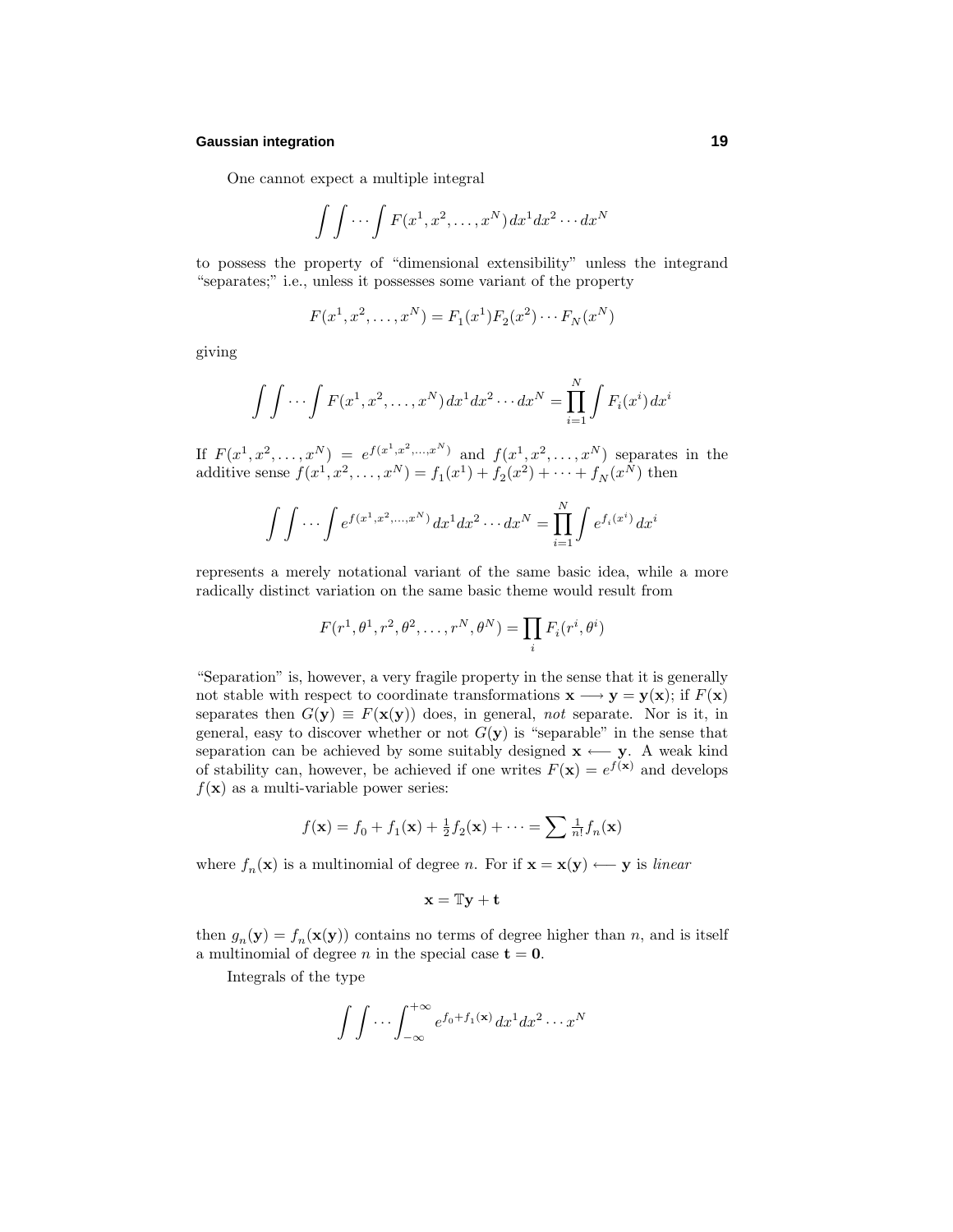One cannot expect a multiple integral

$$\int\int\cdots\int F(x^1,x^2,\ldots,x^N)\,dx^1dx^2\cdots dx^N$$

to possess the property of "dimensional extensibility" unless the integrand "separates;" i.e., unless it possesses some variant of the property

$$F(x^1,x^2,\ldots,x^N)=F_1(x^1)F_2(x^2)\cdots F_N(x^N)$$

giving

$$\int\int\cdots\int F(x^1,x^2,\ldots,x^N)\,dx^1dx^2\cdots dx^N=\prod_{i=1}^{N}\int F_i(x^i)\,dx^i$$

If $F(x^1,x^2,\ldots,x^N)=e^{f(x^1,x^2,\ldots,x^N)}$ and $f(x^1,x^2,\ldots,x^N)$ separates in the additive sense $f(x^1,x^2,\ldots,x^N)=f_1(x^1)+f_2(x^2)+\cdots+f_N(x^N)$ then

$$\int\int\cdots\int e^{f(x^1,x^2,\ldots,x^N)}\,dx^1dx^2\cdots dx^N=\prod_{i=1}^{N}\int e^{f_i(x^i)}\,dx^i$$

represents a merely notational variant of the same basic idea, while a more radically distinct variation on the same basic theme would result from

$$F(r^1,\theta^1,r^2,\theta^2,\ldots,r^N,\theta^N)=\prod_i F_i(r^i,\theta^i)$$

"Separation" is, however, a very fragile property in the sense that it is generally not stable with respect to coordinate transformations $\mathbf{x}\longrightarrow\mathbf{y}=\mathbf{y}(\mathbf{x})$; if $F(\mathbf{x})$ separates then $G(\mathbf{y})\equiv F(\mathbf{x}(\mathbf{y}))$ does, in general, *not* separate. Nor is it, in general, easy to discover whether or not $G(\mathbf{y})$ is "separable" in the sense that separation can be achieved by some suitably designed $\mathbf{x}\longleftarrow\mathbf{y}$. A weak kind of stability can, however, be achieved if one writes $F(\mathbf{x})=e^{f(\mathbf{x})}$ and develops $f(\mathbf{x})$ as a multi-variable power series:

$$f(\mathbf{x})=f_0+f_1(\mathbf{x})+\tfrac{1}{2}f_2(\mathbf{x})+\cdots=\sum\tfrac{1}{n!}f_n(\mathbf{x})$$

where $f_n(\mathbf{x})$ is a multinomial of degree $n$. For if $\mathbf{x}=\mathbf{x}(\mathbf{y})\longleftarrow\mathbf{y}$ is *linear*

$$\mathbf{x}=\mathbb{T}\mathbf{y}+\mathbf{t}$$

then $g_n(\mathbf{y})=f_n(\mathbf{x}(\mathbf{y}))$ contains no terms of degree higher than $n$, and is itself a multinomial of degree $n$ in the special case $\mathbf{t}=\mathbf{0}$.

Integrals of the type

$$\int\int\cdots\int_{-\infty}^{+\infty}e^{f_0+f_1(\mathbf{x})}\,dx^1dx^2\cdots x^N$$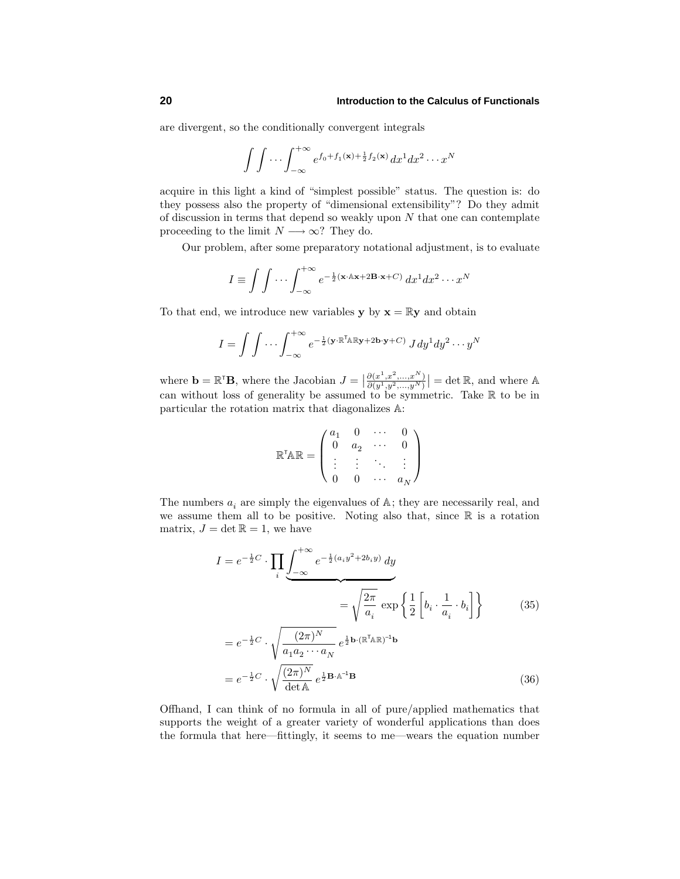are divergent, so the conditionally convergent integrals

$$\int\int\cdots\int_{-\infty}^{+\infty} e^{f_0+f_1(\mathbf{x})+\frac{1}{2}f_2(\mathbf{x})}\,dx^1dx^2\cdots x^N$$

acquire in this light a kind of "simplest possible" status. The question is: do they possess also the property of "dimensional extensibility"? Do they admit of discussion in terms that depend so weakly upon $N$ that one can contemplate proceeding to the limit $N\longrightarrow\infty$? They do.

Our problem, after some preparatory notational adjustment, is to evaluate

$$I\equiv\int\int\cdots\int_{-\infty}^{+\infty} e^{-\frac{1}{2}(\mathbf{x}\cdot\mathbb{A}\mathbf{x}+2\mathbf{B}\cdot\mathbf{x}+C)}\,dx^1dx^2\cdots x^N$$

To that end, we introduce new variables $\mathbf{y}$ by $\mathbf{x}=\mathbb{R}\mathbf{y}$ and obtain

$$I=\int\int\cdots\int_{-\infty}^{+\infty} e^{-\frac{1}{2}(\mathbf{y}\cdot\mathbb{R}^{\mathsf{T}}\mathbb{A}\mathbb{R}\mathbf{y}+2\mathbf{b}\cdot\mathbf{y}+C)}\,J\,dy^1dy^2\cdots y^N$$

where $\mathbf{b}=\mathbb{R}^{\mathsf{T}}\mathbf{B}$, where the Jacobian $J=\left|\frac{\partial(x^1,x^2,\ldots,x^N)}{\partial(y^1,y^2,\ldots,y^N)}\right|=\det\mathbb{R}$, and where $\mathbb{A}$ can without loss of generality be assumed to be symmetric. Take $\mathbb{R}$ to be in particular the rotation matrix that diagonalizes $\mathbb{A}$:

$$\mathbb{R}^{\mathsf{T}}\mathbb{A}\mathbb{R}=\begin{pmatrix} a_1 & 0 & \cdots & 0\\ 0 & a_2 & \cdots & 0\\ \vdots & \vdots & \ddots & \vdots\\ 0 & 0 & \cdots & a_N\end{pmatrix}$$

The numbers $a_i$ are simply the eigenvalues of $\mathbb{A}$; they are necessarily real, and we assume them all to be positive. Noting also that, since $\mathbb{R}$ is a rotation matrix, $J=\det\mathbb{R}=1$, we have

$$\begin{aligned}
I&=e^{-\frac{1}{2}C}\cdot\prod_i\underbrace{\int_{-\infty}^{+\infty}e^{-\frac{1}{2}(a_iy^2+2b_iy)}\,dy}\\
&\qquad\qquad\qquad=\sqrt{\frac{2\pi}{a_i}}\,\exp\left\{\frac{1}{2}\left[b_i\cdot\frac{1}{a_i}\cdot b_i\right]\right\} &(35)\\
&=e^{-\frac{1}{2}C}\cdot\sqrt{\frac{(2\pi)^N}{a_1a_2\cdots a_N}}\,e^{\frac{1}{2}\mathbf{b}\cdot(\mathbb{R}^{\mathsf{T}}\mathbb{A}\mathbb{R})^{-1}\mathbf{b}}\\
&=e^{-\frac{1}{2}C}\cdot\sqrt{\frac{(2\pi)^N}{\det\mathbb{A}}}\,e^{\frac{1}{2}\mathbf{B}\cdot\mathbb{A}^{-1}\mathbf{B}} &(36)
\end{aligned}$$

Offhand, I can think of no formula in all of pure/applied mathematics that supports the weight of a greater variety of wonderful applications than does the formula that here—fittingly, it seems to me—wears the equation number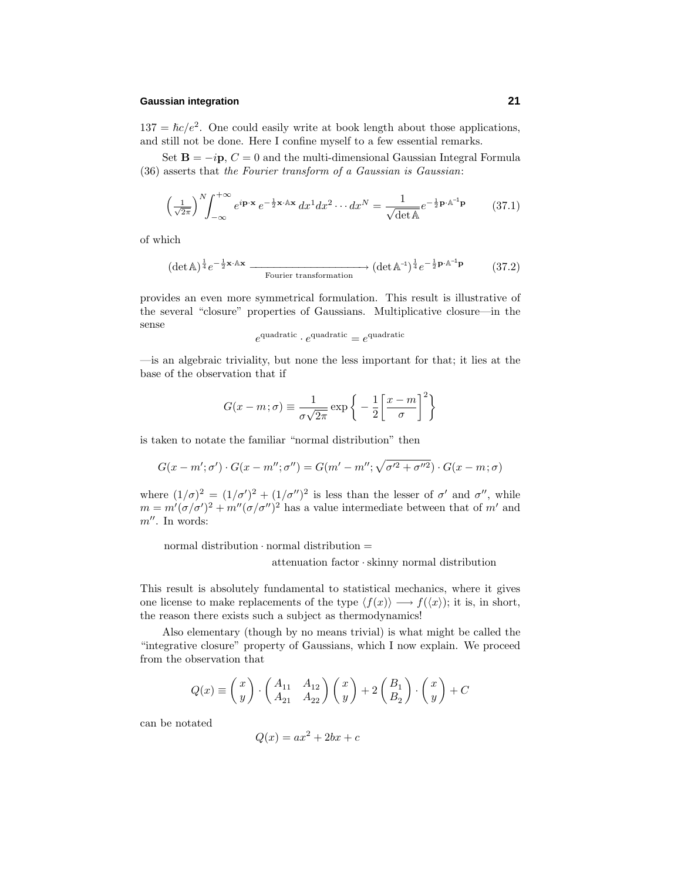$137 = \hbar c/e^2$. One could easily write at book length about those applications, and still not be done. Here I confine myself to a few essential remarks.

Set $\mathbf{B} = -i\mathbf{p}$, $C = 0$ and the multi-dimensional Gaussian Integral Formula (36) asserts that *the Fourier transform of a Gaussian is Gaussian*:

$$\left(\tfrac{1}{\sqrt{2\pi}}\right)^N \int_{-\infty}^{+\infty} e^{i\mathbf{p}\cdot\mathbf{x}}\, e^{-\frac{1}{2}\mathbf{x}\cdot\mathbb{A}\mathbf{x}}\, dx^1 dx^2 \cdots dx^N = \frac{1}{\sqrt{\det \mathbb{A}}} e^{-\frac{1}{2}\mathbf{p}\cdot\mathbb{A}^{-1}\mathbf{p}} \tag{37.1}$$

of which

$$(\det \mathbb{A})^{\frac{1}{4}} e^{-\frac{1}{2}\mathbf{x}\cdot\mathbb{A}\mathbf{x}} \xrightarrow[\text{Fourier transformation}]{} (\det \mathbb{A}^{-1})^{\frac{1}{4}} e^{-\frac{1}{2}\mathbf{p}\cdot\mathbb{A}^{-1}\mathbf{p}} \tag{37.2}$$

provides an even more symmetrical formulation. This result is illustrative of the several "closure" properties of Gaussians. Multiplicative closure—in the sense

$$e^{\text{quadratic}} \cdot e^{\text{quadratic}} = e^{\text{quadratic}}$$

—is an algebraic triviality, but none the less important for that; it lies at the base of the observation that if

$$G(x-m;\sigma) \equiv \frac{1}{\sigma\sqrt{2\pi}} \exp\left\{ -\frac{1}{2}\left[\frac{x-m}{\sigma}\right]^2 \right\}$$

is taken to notate the familiar "normal distribution" then

$$G(x-m';\sigma') \cdot G(x-m'';\sigma'') = G(m'-m''; \sqrt{\sigma'^2+\sigma''^2}) \cdot G(x-m;\sigma)$$

where $(1/\sigma)^2 = (1/\sigma')^2 + (1/\sigma'')^2$ is less than the lesser of $\sigma'$ and $\sigma''$, while $m = m'(\sigma/\sigma')^2 + m''(\sigma/\sigma'')^2$ has a value intermediate between that of $m'$ and $m''$. In words:

normal distribution · normal distribution =
attenuation factor · skinny normal distribution

This result is absolutely fundamental to statistical mechanics, where it gives one license to make replacements of the type $\langle f(x)\rangle \longrightarrow f(\langle x\rangle)$; it is, in short, the reason there exists such a subject as thermodynamics!

Also elementary (though by no means trivial) is what might be called the "integrative closure" property of Gaussians, which I now explain. We proceed from the observation that

$$Q(x) \equiv \begin{pmatrix} x \\ y \end{pmatrix} \cdot \begin{pmatrix} A_{11} & A_{12} \\ A_{21} & A_{22} \end{pmatrix} \begin{pmatrix} x \\ y \end{pmatrix} + 2\begin{pmatrix} B_1 \\ B_2 \end{pmatrix} \cdot \begin{pmatrix} x \\ y \end{pmatrix} + C$$

can be notated

$$Q(x) = ax^2 + 2bx + c$$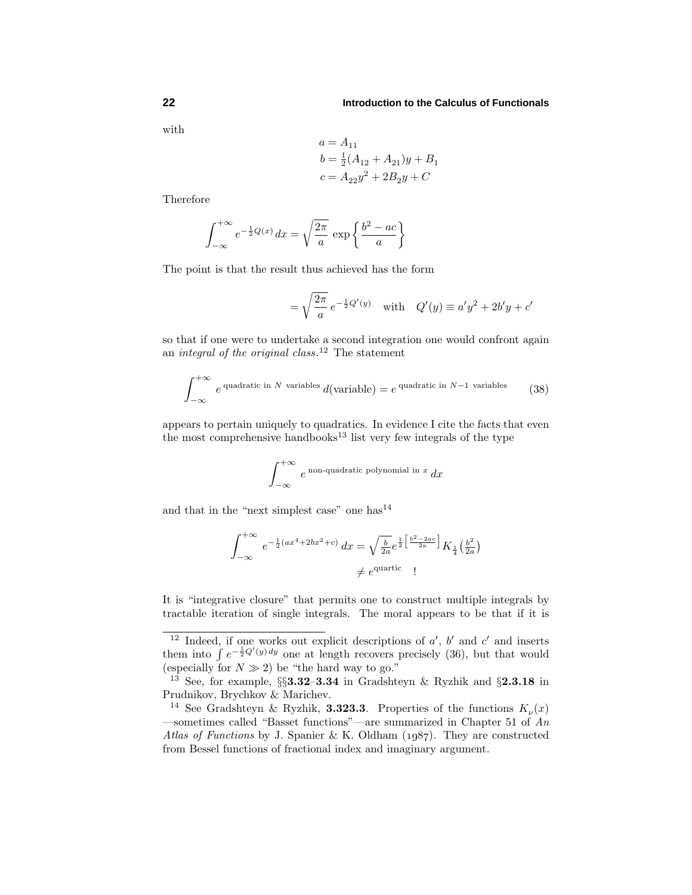with

$$\begin{aligned}
a &= A_{11} \\
b &= \tfrac{1}{2}(A_{12} + A_{21})y + B_1 \\
c &= A_{22}y^2 + 2B_2 y + C
\end{aligned}$$

Therefore

$$\int_{-\infty}^{+\infty} e^{-\frac{1}{2}Q(x)}\,dx = \sqrt{\frac{2\pi}{a}}\,\exp\left\{\frac{b^2 - ac}{a}\right\}$$

The point is that the result thus achieved has the form

$$= \sqrt{\frac{2\pi}{a}}\,e^{-\frac{1}{2}Q'(y)} \quad \text{with} \quad Q'(y) \equiv a'y^2 + 2b'y + c'$$

so that if one were to undertake a second integration one would confront again an *integral of the original class*.[12] The statement

$$\int_{-\infty}^{+\infty} e^{\,\text{quadratic in } N \text{ variables}}\,d(\text{variable}) = e^{\,\text{quadratic in } N-1 \text{ variables}} \tag{38}$$

appears to pertain uniquely to quadratics. In evidence I cite the facts that even the most comprehensive handbooks[13] list very few integrals of the type

$$\int_{-\infty}^{+\infty} e^{\,\text{non-quadratic polynomial in } x}\,dx$$

and that in the "next simplest case" one has[14]

$$\begin{aligned}
\int_{-\infty}^{+\infty} e^{-\frac{1}{2}(ax^4 + 2bx^2 + c)}\,dx &= \sqrt{\tfrac{b}{2a}}\,e^{\frac{1}{2}\left[\frac{b^2 - 2ac}{2a}\right]} K_{\frac{1}{4}}\!\left(\tfrac{b^2}{2a}\right) \\
&\neq e^{\text{quartic}} \quad !
\end{aligned}$$

It is "integrative closure" that permits one to construct multiple integrals by tractable iteration of single integrals. The moral appears to be that if it is

---

[12] Indeed, if one works out explicit descriptions of $a'$, $b'$ and $c'$ and inserts them into $\int e^{-\frac{1}{2}Q'(y)\,dy}$ one at length recovers precisely (36), but that would (especially for $N \gg 2$) be "the hard way to go."

[13] See, for example, §§**3.32**–**3.34** in Gradshteyn & Ryzhik and §**2.3.18** in Prudnikov, Brychkov & Marichev.

[14] See Gradshteyn & Ryzhik, **3.323.3**. Properties of the functions $K_\nu(x)$ —sometimes called "Basset functions"—are summarized in Chapter 51 of *An Atlas of Functions* by J. Spanier & K. Oldham (1987). They are constructed from Bessel functions of fractional index and imaginary argument.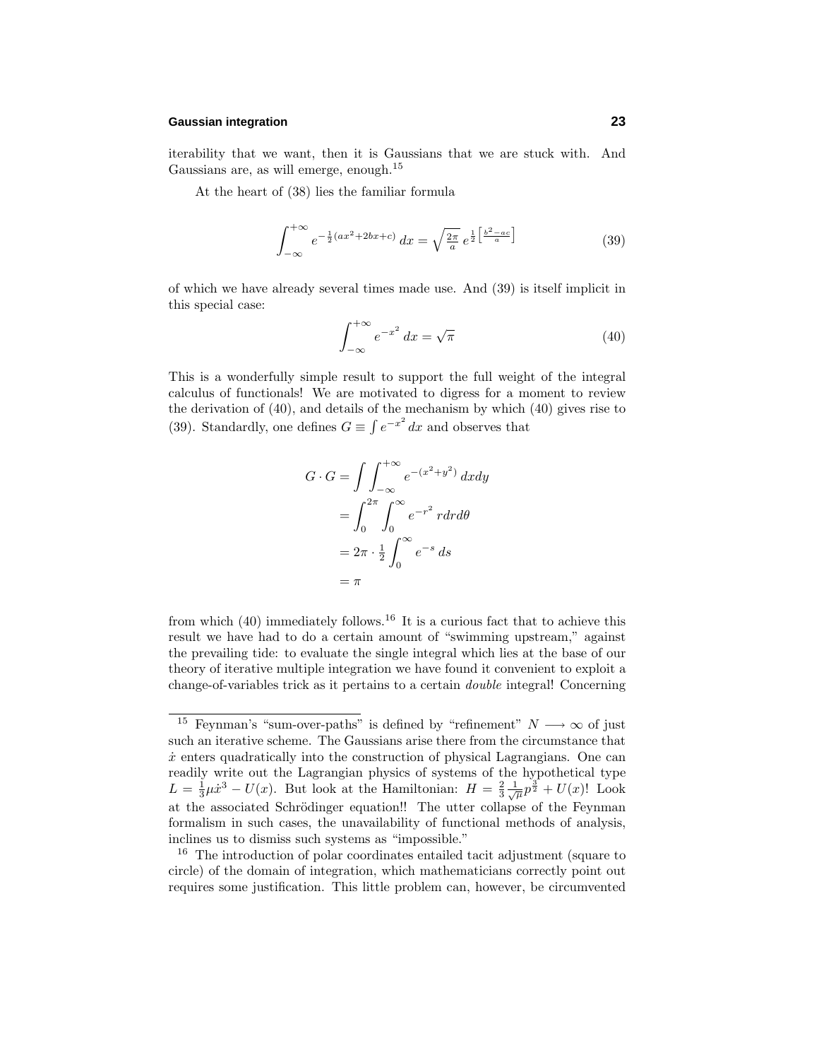iterability that we want, then it is Gaussians that we are stuck with. And Gaussians are, as will emerge, enough.[15]

At the heart of (38) lies the familiar formula

$$\int_{-\infty}^{+\infty} e^{-\frac{1}{2}(ax^2+2bx+c)}\,dx = \sqrt{\tfrac{2\pi}{a}}\; e^{\frac{1}{2}\left[\frac{b^2-ac}{a}\right]} \tag{39}$$

of which we have already several times made use. And (39) is itself implicit in this special case:

$$\int_{-\infty}^{+\infty} e^{-x^2}\,dx = \sqrt{\pi} \tag{40}$$

This is a wonderfully simple result to support the full weight of the integral calculus of functionals! We are motivated to digress for a moment to review the derivation of (40), and details of the mechanism by which (40) gives rise to (39). Standardly, one defines $G \equiv \int e^{-x^2}dx$ and observes that

$$\begin{aligned}
G\cdot G &= \int\int_{-\infty}^{+\infty} e^{-(x^2+y^2)}\,dxdy \\
&= \int_0^{2\pi}\int_0^{\infty} e^{-r^2}\,rdrd\theta \\
&= 2\pi\cdot\tfrac{1}{2}\int_0^{\infty} e^{-s}\,ds \\
&= \pi
\end{aligned}$$

from which (40) immediately follows.[16] It is a curious fact that to achieve this result we have had to do a certain amount of "swimming upstream," against the prevailing tide: to evaluate the single integral which lies at the base of our theory of iterative multiple integration we have found it convenient to exploit a change-of-variables trick as it pertains to a certain *double* integral! Concerning

---

[15] Feynman's "sum-over-paths" is defined by "refinement" $N \longrightarrow \infty$ of just such an iterative scheme. The Gaussians arise there from the circumstance that $\dot{x}$ enters quadratically into the construction of physical Lagrangians. One can readily write out the Lagrangian physics of systems of the hypothetical type $L = \frac{1}{3}\mu\dot{x}^3 - U(x)$. But look at the Hamiltonian: $H = \frac{2}{3}\frac{1}{\sqrt{\mu}}p^{\frac{3}{2}} + U(x)$! Look at the associated Schrödinger equation!! The utter collapse of the Feynman formalism in such cases, the unavailability of functional methods of analysis, inclines us to dismiss such systems as "impossible."

[16] The introduction of polar coordinates entailed tacit adjustment (square to circle) of the domain of integration, which mathematicians correctly point out requires some justification. This little problem can, however, be circumvented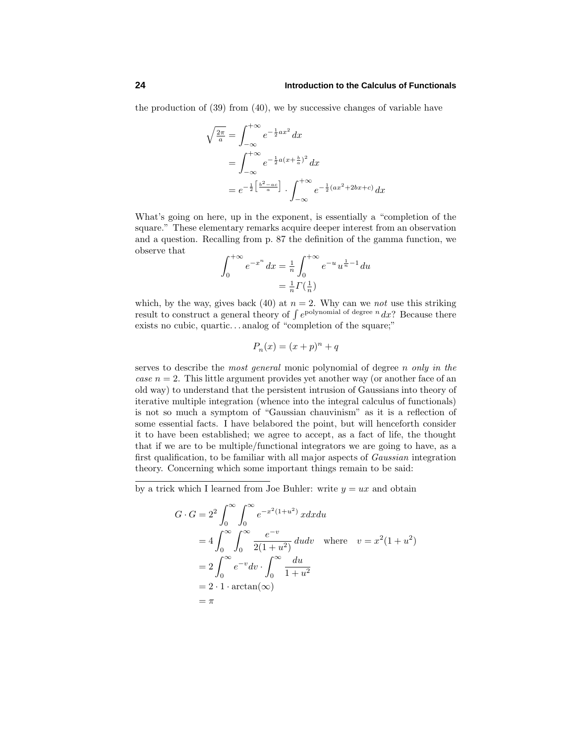the production of (39) from (40), we by successive changes of variable have

$$
\begin{aligned}
\sqrt{\tfrac{2\pi}{a}} &= \int_{-\infty}^{+\infty} e^{-\frac{1}{2}ax^2}\,dx \\
&= \int_{-\infty}^{+\infty} e^{-\frac{1}{2}a(x+\frac{b}{a})^2}\,dx \\
&= e^{-\frac{1}{2}\left[\frac{b^2-ac}{a}\right]} \cdot \int_{-\infty}^{+\infty} e^{-\frac{1}{2}(ax^2+2bx+c)}\,dx
\end{aligned}
$$

What's going on here, up in the exponent, is essentially a "completion of the square." These elementary remarks acquire deeper interest from an observation and a question. Recalling from p. 87 the definition of the gamma function, we observe that

$$
\begin{aligned}
\int_0^{+\infty} e^{-x^n}\,dx &= \tfrac{1}{n}\int_0^{+\infty} e^{-u}\,u^{\frac{1}{n}-1}\,du \\
&= \tfrac{1}{n}\Gamma(\tfrac{1}{n})
\end{aligned}
$$

which, by the way, gives back (40) at $n = 2$. Why can we *not* use this striking result to construct a general theory of $\int e^{\text{polynomial of degree } n}\,dx$? Because there exists no cubic, quartic... analog of "completion of the square;"

$$
P_n(x) = (x+p)^n + q
$$

serves to describe the *most general* monic polynomial of degree $n$ *only in the case* $n = 2$. This little argument provides yet another way (or another face of an old way) to understand that the persistent intrusion of Gaussians into theory of iterative multiple integration (whence into the integral calculus of functionals) is not so much a symptom of "Gaussian chauvinism" as it is a reflection of some essential facts. I have belabored the point, but will henceforth consider it to have been established; we agree to accept, as a fact of life, the thought that if we are to be multiple/functional integrators we are going to have, as a first qualification, to be familiar with all major aspects of *Gaussian* integration theory. Concerning which some important things remain to be said:

---

by a trick which I learned from Joe Buhler: write $y = ux$ and obtain

$$
\begin{aligned}
G \cdot G &= 2^2 \int_0^{\infty}\int_0^{\infty} e^{-x^2(1+u^2)}\,x\,dx\,du \\
&= 4\int_0^{\infty}\int_0^{\infty} \frac{e^{-v}}{2(1+u^2)}\,du\,dv \quad \text{where} \quad v = x^2(1+u^2) \\
&= 2\int_0^{\infty} e^{-v}dv \cdot \int_0^{\infty} \frac{du}{1+u^2} \\
&= 2 \cdot 1 \cdot \arctan(\infty) \\
&= \pi
\end{aligned}
$$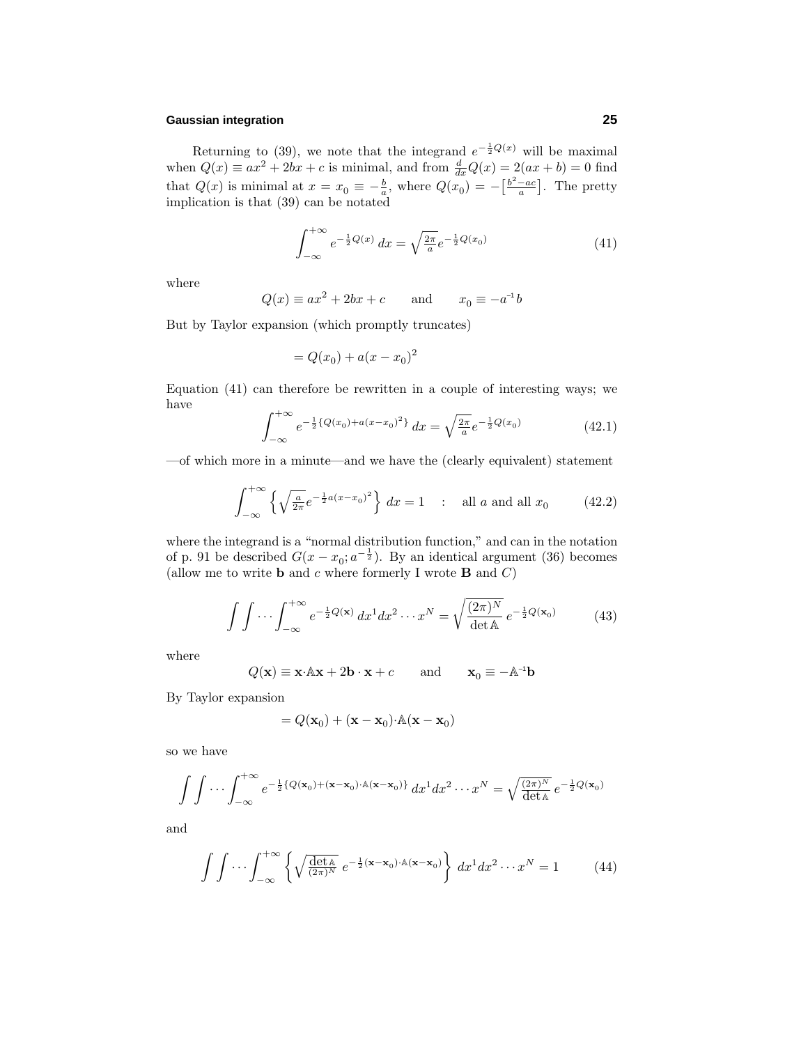Returning to (39), we note that the integrand $e^{-\frac{1}{2}Q(x)}$ will be maximal when $Q(x) \equiv ax^2 + 2bx + c$ is minimal, and from $\frac{d}{dx}Q(x) = 2(ax + b) = 0$ find that $Q(x)$ is minimal at $x = x_0 \equiv -\frac{b}{a}$, where $Q(x_0) = -\big[\frac{b^2-ac}{a}\big]$. The pretty implication is that (39) can be notated

$$\int_{-\infty}^{+\infty} e^{-\frac{1}{2}Q(x)}\,dx = \sqrt{\tfrac{2\pi}{a}}e^{-\frac{1}{2}Q(x_0)} \tag{41}$$

where

$$Q(x) \equiv ax^2 + 2bx + c \qquad \text{and} \qquad x_0 \equiv -a^{-1}b$$

But by Taylor expansion (which promptly truncates)

$$= Q(x_0) + a(x - x_0)^2$$

Equation (41) can therefore be rewritten in a couple of interesting ways; we have

$$\int_{-\infty}^{+\infty} e^{-\frac{1}{2}\{Q(x_0)+a(x-x_0)^2\}}\,dx = \sqrt{\tfrac{2\pi}{a}}e^{-\frac{1}{2}Q(x_0)} \tag{42.1}$$

—of which more in a minute—and we have the (clearly equivalent) statement

$$\int_{-\infty}^{+\infty} \Big\{\sqrt{\tfrac{a}{2\pi}}e^{-\frac{1}{2}a(x-x_0)^2}\Big\}\,dx = 1 \quad : \quad \text{all } a \text{ and all } x_0 \tag{42.2}$$

where the integrand is a "normal distribution function," and can in the notation of p. 91 be described $G(x - x_0; a^{-\frac{1}{2}})$. By an identical argument (36) becomes (allow me to write $\mathbf{b}$ and $c$ where formerly I wrote $\mathbf{B}$ and $C$)

$$\int\!\!\int\cdots\int_{-\infty}^{+\infty} e^{-\frac{1}{2}Q(\mathbf{x})}\,dx^1 dx^2\cdots x^N = \sqrt{\frac{(2\pi)^N}{\det\mathbb{A}}}\,e^{-\frac{1}{2}Q(\mathbf{x}_0)} \tag{43}$$

where

$$Q(\mathbf{x}) \equiv \mathbf{x}\cdot\mathbb{A}\mathbf{x} + 2\mathbf{b}\cdot\mathbf{x} + c \qquad \text{and} \qquad \mathbf{x}_0 \equiv -\mathbb{A}^{-1}\mathbf{b}$$

By Taylor expansion

$$= Q(\mathbf{x}_0) + (\mathbf{x} - \mathbf{x}_0)\cdot\mathbb{A}(\mathbf{x} - \mathbf{x}_0)$$

so we have

$$\int\!\!\int\cdots\int_{-\infty}^{+\infty} e^{-\frac{1}{2}\{Q(\mathbf{x}_0)+(\mathbf{x}-\mathbf{x}_0)\cdot\mathbb{A}(\mathbf{x}-\mathbf{x}_0)\}}\,dx^1 dx^2\cdots x^N = \sqrt{\tfrac{(2\pi)^N}{\det\mathbb{A}}}\,e^{-\frac{1}{2}Q(\mathbf{x}_0)}$$

and

$$\int\!\!\int\cdots\int_{-\infty}^{+\infty} \Big\{\sqrt{\tfrac{\det\mathbb{A}}{(2\pi)^N}}\,e^{-\frac{1}{2}(\mathbf{x}-\mathbf{x}_0)\cdot\mathbb{A}(\mathbf{x}-\mathbf{x}_0)}\Big\}\,dx^1 dx^2\cdots x^N = 1 \tag{44}$$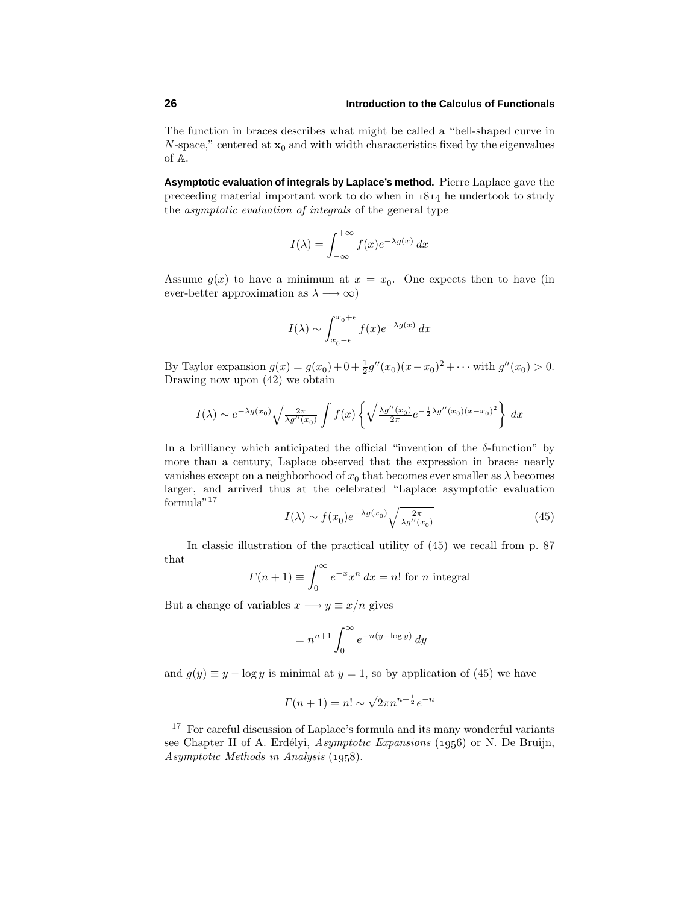The function in braces describes what might be called a "bell-shaped curve in $N$-space," centered at $\mathbf{x}_0$ and with width characteristics fixed by the eigenvalues of $\mathbb{A}$.

**Asymptotic evaluation of integrals by Laplace's method.** Pierre Laplace gave the preceeding material important work to do when in 1814 he undertook to study the *asymptotic evaluation of integrals* of the general type

$$I(\lambda) = \int_{-\infty}^{+\infty} f(x)e^{-\lambda g(x)}\,dx$$

Assume $g(x)$ to have a minimum at $x = x_0$. One expects then to have (in ever-better approximation as $\lambda \longrightarrow \infty$)

$$I(\lambda) \sim \int_{x_0-\epsilon}^{x_0+\epsilon} f(x)e^{-\lambda g(x)}\,dx$$

By Taylor expansion $g(x) = g(x_0) + 0 + \frac{1}{2}g''(x_0)(x-x_0)^2 + \cdots$ with $g''(x_0) > 0$. Drawing now upon (42) we obtain

$$I(\lambda) \sim e^{-\lambda g(x_0)}\sqrt{\tfrac{2\pi}{\lambda g''(x_0)}}\int f(x)\left\{\sqrt{\tfrac{\lambda g''(x_0)}{2\pi}}e^{-\frac{1}{2}\lambda g''(x_0)(x-x_0)^2}\right\}\,dx$$

In a brilliancy which anticipated the official "invention of the $\delta$-function" by more than a century, Laplace observed that the expression in braces nearly vanishes except on a neighborhood of $x_0$ that becomes ever smaller as $\lambda$ becomes larger, and arrived thus at the celebrated "Laplace asymptotic evaluation formula"[17]

$$I(\lambda) \sim f(x_0)e^{-\lambda g(x_0)}\sqrt{\tfrac{2\pi}{\lambda g''(x_0)}} \tag{45}$$

In classic illustration of the practical utility of (45) we recall from p. 87 that

$$\Gamma(n+1) \equiv \int_0^\infty e^{-x}x^n\,dx = n! \text{ for } n \text{ integral}$$

But a change of variables $x \longrightarrow y \equiv x/n$ gives

$$= n^{n+1}\int_0^\infty e^{-n(y-\log y)}\,dy$$

and $g(y) \equiv y - \log y$ is minimal at $y = 1$, so by application of (45) we have

$$\Gamma(n+1) = n! \sim \sqrt{2\pi}n^{n+\frac{1}{2}}e^{-n}$$

---

[17] For careful discussion of Laplace's formula and its many wonderful variants see Chapter II of A. Erdélyi, *Asymptotic Expansions* (1956) or N. De Bruijn, *Asymptotic Methods in Analysis* (1958).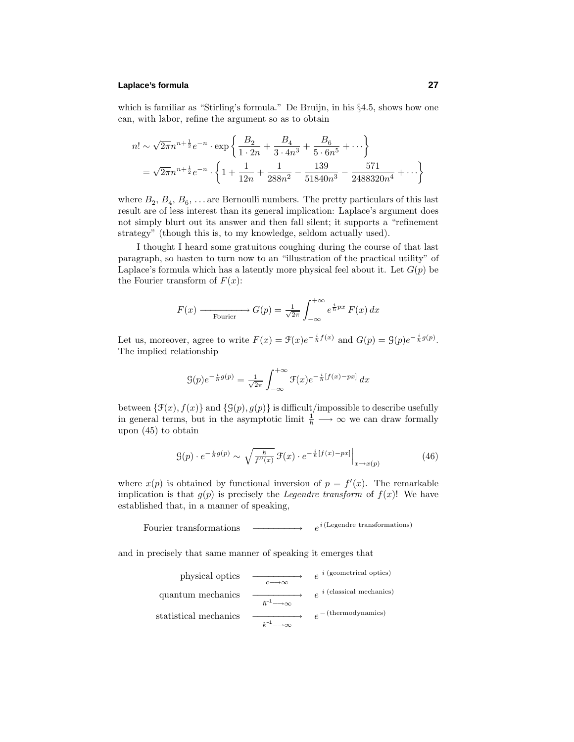which is familiar as "Stirling's formula." De Bruijn, in his §4.5, shows how one can, with labor, refine the argument so as to obtain

$$
\begin{aligned}
n! &\sim \sqrt{2\pi}n^{n+\frac{1}{2}}e^{-n} \cdot \exp\left\{\frac{B_2}{1\cdot 2n} + \frac{B_4}{3\cdot 4n^3} + \frac{B_6}{5\cdot 6n^5} + \cdots\right\} \\
&= \sqrt{2\pi}n^{n+\frac{1}{2}}e^{-n} \cdot \left\{1 + \frac{1}{12n} + \frac{1}{288n^2} - \frac{139}{51840n^3} - \frac{571}{2488320n^4} + \cdots\right\}
\end{aligned}
$$

where $B_2$, $B_4$, $B_6$, ... are Bernoulli numbers. The pretty particulars of this last result are of less interest than its general implication: Laplace's argument does not simply blurt out its answer and then fall silent; it supports a "refinement strategy" (though this is, to my knowledge, seldom actually used).

I thought I heard some gratuitous coughing during the course of that last paragraph, so hasten to turn now to an "illustration of the practical utility" of Laplace's formula which has a latently more physical feel about it. Let $G(p)$ be the Fourier transform of $F(x)$:

$$
F(x) \xrightarrow[\text{Fourier}]{} G(p) = \tfrac{1}{\sqrt{2\pi}}\int_{-\infty}^{+\infty} e^{\frac{i}{\hbar}px}\,F(x)\,dx
$$

Let us, moreover, agree to write $F(x) = \mathcal{F}(x)e^{-\frac{i}{\hbar}f(x)}$ and $G(p) = \mathcal{G}(p)e^{-\frac{i}{\hbar}g(p)}$. The implied relationship

$$
\mathcal{G}(p)e^{-\frac{i}{\hbar}g(p)} = \tfrac{1}{\sqrt{2\pi}}\int_{-\infty}^{+\infty}\mathcal{F}(x)e^{-\frac{i}{\hbar}[f(x)-px]}\,dx
$$

between $\{\mathcal{F}(x), f(x)\}$ and $\{\mathcal{G}(p), g(p)\}$ is difficult/impossible to describe usefully in general terms, but in the asymptotic limit $\frac{1}{\hbar} \longrightarrow \infty$ we can draw formally upon (45) to obtain

$$
\mathcal{G}(p)\cdot e^{-\frac{i}{\hbar}g(p)} \sim \sqrt{\tfrac{\hbar}{f''(x)}}\,\mathcal{F}(x)\cdot e^{-\frac{i}{\hbar}[f(x)-px]}\Big|_{x\to x(p)} \tag{46}
$$

where $x(p)$ is obtained by functional inversion of $p = f'(x)$. The remarkable implication is that $g(p)$ is precisely the *Legendre transform* of $f(x)$! We have established that, in a manner of speaking,

$$
\text{Fourier transformations} \quad \longrightarrow \quad e^{i\,(\text{Legendre transformations})}
$$

and in precisely that same manner of speaking it emerges that

$$
\begin{aligned}
\text{physical optics} &\xrightarrow[c\longrightarrow\infty]{} e^{\,i\,(\text{geometrical optics})} \\
\text{quantum mechanics} &\xrightarrow[\hbar^{-1}\longrightarrow\infty]{} e^{\,i\,(\text{classical mechanics})} \\
\text{statistical mechanics} &\xrightarrow[k^{-1}\longrightarrow\infty]{} e^{\,-\,(\text{thermodynamics})}
\end{aligned}
$$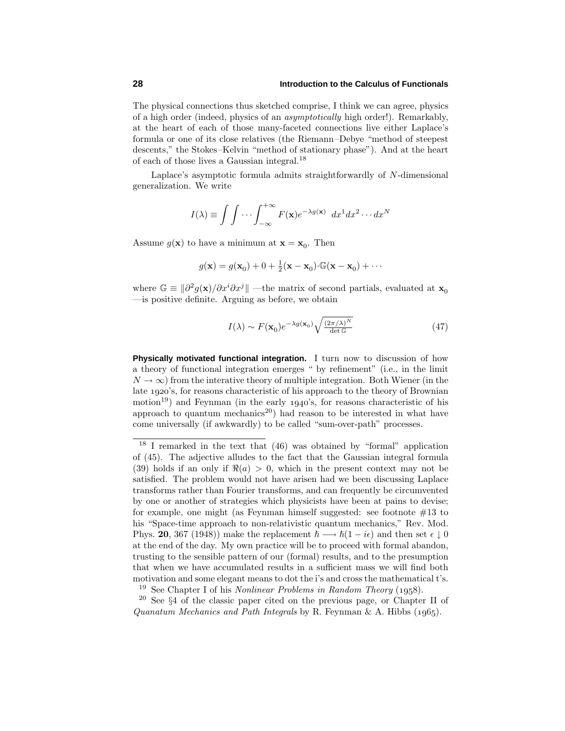The physical connections thus sketched comprise, I think we can agree, physics of a high order (indeed, physics of an *asymptotically* high order!). Remarkably, at the heart of each of those many-faceted connections live either Laplace's formula or one of its close relatives (the Riemann–Debye "method of steepest descents," the Stokes–Kelvin "method of stationary phase"). And at the heart of each of those lives a Gaussian integral.[18]

Laplace's asymptotic formula admits straightforwardly of $N$-dimensional generalization. We write

$$I(\lambda) \equiv \int\int \cdots \int_{-\infty}^{+\infty} F(\mathbf{x}) e^{-\lambda g(\mathbf{x})}\ \ dx^1 dx^2 \cdots dx^N$$

Assume $g(\mathbf{x})$ to have a minimum at $\mathbf{x} = \mathbf{x}_0$. Then

$$g(\mathbf{x}) = g(\mathbf{x}_0) + 0 + \tfrac{1}{2}(\mathbf{x} - \mathbf{x}_0)\cdot\mathbb{G}(\mathbf{x} - \mathbf{x}_0) + \cdots$$

where $\mathbb{G} \equiv \|\partial^2 g(\mathbf{x})/\partial x^i \partial x^j\|$ —the matrix of second partials, evaluated at $\mathbf{x}_0$ —is positive definite. Arguing as before, we obtain

$$I(\lambda) \sim F(\mathbf{x}_0) e^{-\lambda g(\mathbf{x}_0)} \sqrt{\tfrac{(2\pi/\lambda)^N}{\det \mathbb{G}}} \tag{47}$$

**Physically motivated functional integration.** I turn now to discussion of how a theory of functional integration emerges " by refinement" (i.e., in the limit $N \to \infty$) from the interative theory of multiple integration. Both Wiener (in the late 1920's, for reasons characteristic of his approach to the theory of Brownian motion[19]) and Feynman (in the early 1940's, for reasons characteristic of his approach to quantum mechanics[20]) had reason to be interested in what have come universally (if awkwardly) to be called "sum-over-path" processes.

---

[18] I remarked in the text that (46) was obtained by "formal" application of (45). The adjective alludes to the fact that the Gaussian integral formula (39) holds if an only if $\Re(a) > 0$, which in the present context may not be satisfied. The problem would not have arisen had we been discussing Laplace transforms rather than Fourier transforms, and can frequently be circumvented by one or another of strategies which physicists have been at pains to devise; for example, one might (as Feynman himself suggested: see footnote #13 to his "Space-time approach to non-relativistic quantum mechanics," Rev. Mod. Phys. **20**, 367 (1948)) make the replacement $\hbar \longrightarrow \hbar(1 - i\epsilon)$ and then set $\epsilon \downarrow 0$ at the end of the day. My own practice will be to proceed with formal abandon, trusting to the sensible pattern of our (formal) results, and to the presumption that when we have accumulated results in a sufficient mass we will find both motivation and some elegant means to dot the i's and cross the mathematical t's.

[19] See Chapter I of his *Nonlinear Problems in Random Theory* (1958).

[20] See §4 of the classic paper cited on the previous page, or Chapter II of *Quanatum Mechanics and Path Integrals* by R. Feynman & A. Hibbs (1965).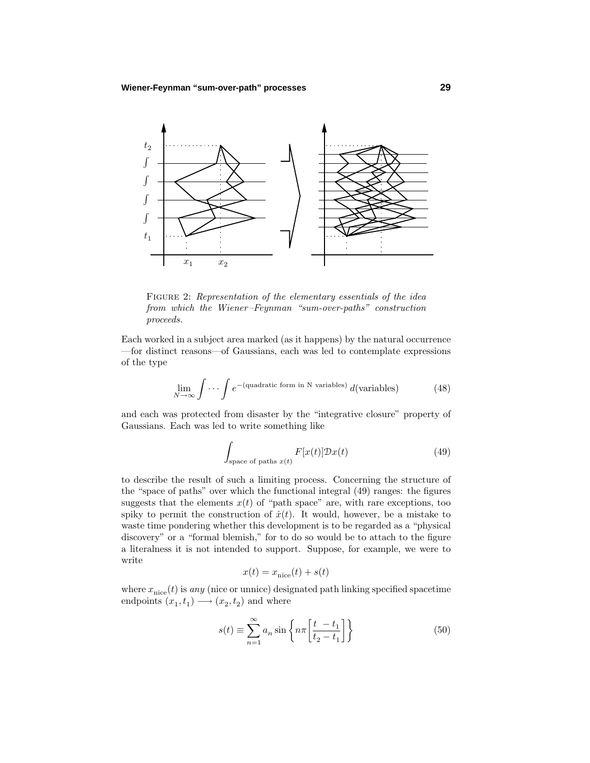FIGURE 2: *Representation of the elementary essentials of the idea from which the Wiener–Feynman "sum-over-paths" construction proceeds.*

Each worked in a subject area marked (as it happens) by the natural occurrence —for distinct reasons—of Gaussians, each was led to contemplate expressions of the type

$$\lim_{N\to\infty}\int\cdots\int e^{-(\text{quadratic form in N variables})}\,d(\text{variables}) \tag{48}$$

and each was protected from disaster by the "integrative closure" property of Gaussians. Each was led to write something like

$$\int_{\text{space of paths }x(t)} F[x(t)]\mathcal{D}x(t) \tag{49}$$

to describe the result of such a limiting process. Concerning the structure of the "space of paths" over which the functional integral (49) ranges: the figures suggests that the elements $x(t)$ of "path space" are, with rare exceptions, too spiky to permit the construction of $\dot{x}(t)$. It would, however, be a mistake to waste time pondering whether this development is to be regarded as a "physical discovery" or a "formal blemish," for to do so would be to attach to the figure a literalness it is not intended to support. Suppose, for example, we were to write

$$x(t) = x_{\text{nice}}(t) + s(t)$$

where $x_{\text{nice}}(t)$ is *any* (nice or unnice) designated path linking specified spacetime endpoints $(x_1, t_1) \longrightarrow (x_2, t_2)$ and where

$$s(t) \equiv \sum_{n=1}^{\infty} a_n \sin\left\{n\pi\left[\frac{t\ -t_1}{t_2-t_1}\right]\right\} \tag{50}$$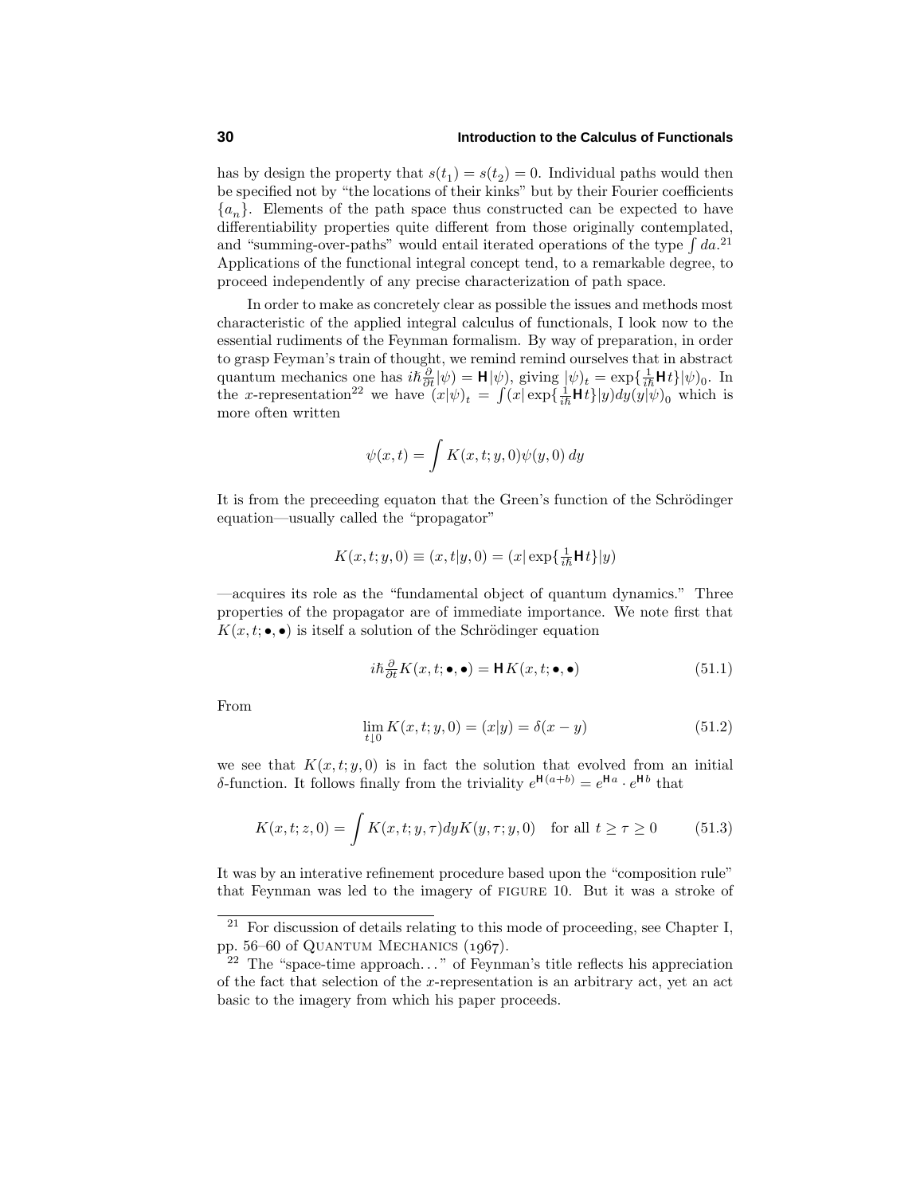has by design the property that $s(t_1) = s(t_2) = 0$. Individual paths would then be specified not by "the locations of their kinks" but by their Fourier coefficients $\{a_n\}$. Elements of the path space thus constructed can be expected to have differentiability properties quite different from those originally contemplated, and "summing-over-paths" would entail iterated operations of the type $\int da$.[21] Applications of the functional integral concept tend, to a remarkable degree, to proceed independently of any precise characterization of path space.

In order to make as concretely clear as possible the issues and methods most characteristic of the applied integral calculus of functionals, I look now to the essential rudiments of the Feynman formalism. By way of preparation, in order to grasp Feyman's train of thought, we remind remind ourselves that in abstract quantum mechanics one has $i\hbar\frac{\partial}{\partial t}|\psi) = \mathsf{H}|\psi)$, giving $|\psi)_t = \exp\{\frac{1}{i\hbar}\mathsf{H}t\}|\psi)_0$. In the $x$-representation[22] we have $(x|\psi)_t = \int (x|\exp\{\frac{1}{i\hbar}\mathsf{H}t\}|y)dy(y|\psi)_0$ which is more often written

$$\psi(x,t) = \int K(x,t;y,0)\psi(y,0)\,dy$$

It is from the preceeding equaton that the Green's function of the Schrödinger equation—usually called the "propagator"

$$K(x,t;y,0) \equiv (x,t|y,0) = (x|\exp\{\tfrac{1}{i\hbar}\mathsf{H}t\}|y)$$

—acquires its role as the "fundamental object of quantum dynamics." Three properties of the propagator are of immediate importance. We note first that $K(x,t;\bullet,\bullet)$ is itself a solution of the Schrödinger equation

$$i\hbar\tfrac{\partial}{\partial t}K(x,t;\bullet,\bullet) = \mathsf{H}\,K(x,t;\bullet,\bullet) \tag{51.1}$$

From

$$\lim_{t\downarrow 0} K(x,t;y,0) = (x|y) = \delta(x-y) \tag{51.2}$$

we see that $K(x,t;y,0)$ is in fact the solution that evolved from an initial $\delta$-function. It follows finally from the triviality $e^{\mathsf{H}(a+b)} = e^{\mathsf{H}a}\cdot e^{\mathsf{H}b}$ that

$$K(x,t;z,0) = \int K(x,t;y,\tau)dyK(y,\tau;y,0) \quad \text{for all } t \geq \tau \geq 0 \tag{51.3}$$

It was by an interative refinement procedure based upon the "composition rule" that Feynman was led to the imagery of FIGURE 10. But it was a stroke of

---

[21] For discussion of details relating to this mode of proceeding, see Chapter I, pp. 56–60 of QUANTUM MECHANICS (1967).

[22] The "space-time approach..." of Feynman's title reflects his appreciation of the fact that selection of the $x$-representation is an arbitrary act, yet an act basic to the imagery from which his paper proceeds.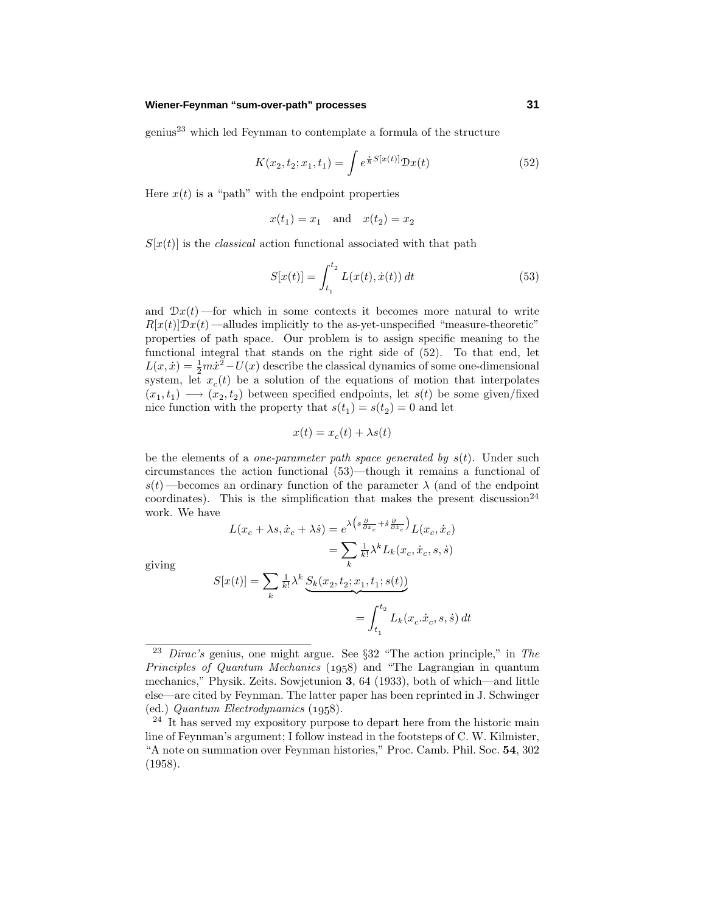genius[23] which led Feynman to contemplate a formula of the structure

$$K(x_2,t_2;x_1,t_1) = \int e^{\frac{i}{\hbar}S[x(t)]}\mathcal{D}x(t) \tag{52}$$

Here $x(t)$ is a "path" with the endpoint properties

$$x(t_1) = x_1 \quad \text{and} \quad x(t_2) = x_2$$

$S[x(t)]$ is the *classical* action functional associated with that path

$$S[x(t)] = \int_{t_1}^{t_2} L(x(t),\dot{x}(t))\,dt \tag{53}$$

and $\mathcal{D}x(t)$ —for which in some contexts it becomes more natural to write $R[x(t)]\mathcal{D}x(t)$ —alludes implicitly to the as-yet-unspecified "measure-theoretic" properties of path space. Our problem is to assign specific meaning to the functional integral that stands on the right side of (52). To that end, let $L(x,\dot{x}) = \frac{1}{2}m\dot{x}^2 - U(x)$ describe the classical dynamics of some one-dimensional system, let $x_c(t)$ be a solution of the equations of motion that interpolates $(x_1,t_1) \longrightarrow (x_2,t_2)$ between specified endpoints, let $s(t)$ be some given/fixed nice function with the property that $s(t_1) = s(t_2) = 0$ and let

$$x(t) = x_c(t) + \lambda s(t)$$

be the elements of a *one-parameter path space generated by* $s(t)$. Under such circumstances the action functional (53)—though it remains a functional of $s(t)$ —becomes an ordinary function of the parameter $\lambda$ (and of the endpoint coordinates). This is the simplification that makes the present discussion[24] work. We have

$$\begin{aligned} L(x_c + \lambda s, \dot{x}_c + \lambda\dot{s}) &= e^{\lambda\left(s\frac{\partial}{\partial x_c} + \dot{s}\frac{\partial}{\partial \dot{x}_c}\right)}L(x_c,\dot{x}_c) \\ &= \sum_k \tfrac{1}{k!}\lambda^k L_k(x_c,\dot{x}_c,s,\dot{s}) \end{aligned}$$

giving

$$\begin{aligned} S[x(t)] = \sum_k \tfrac{1}{k!}\lambda^k &\underbrace{S_k(x_2,t_2;x_1,t_1;s(t))} \\ &= \int_{t_1}^{t_2} L_k(x_c.\dot{x}_c,s,\dot{s})\,dt \end{aligned}$$

---

[23] *Dirac's* genius, one might argue. See §32 "The action principle," in *The Principles of Quantum Mechanics* (1958) and "The Lagrangian in quantum mechanics," Physik. Zeits. Sowjetunion **3**, 64 (1933), both of which—and little else—are cited by Feynman. The latter paper has been reprinted in J. Schwinger (ed.) *Quantum Electrodynamics* (1958).

[24] It has served my expository purpose to depart here from the historic main line of Feynman's argument; I follow instead in the footsteps of C. W. Kilmister, "A note on summation over Feynman histories," Proc. Camb. Phil. Soc. **54**, 302 (1958).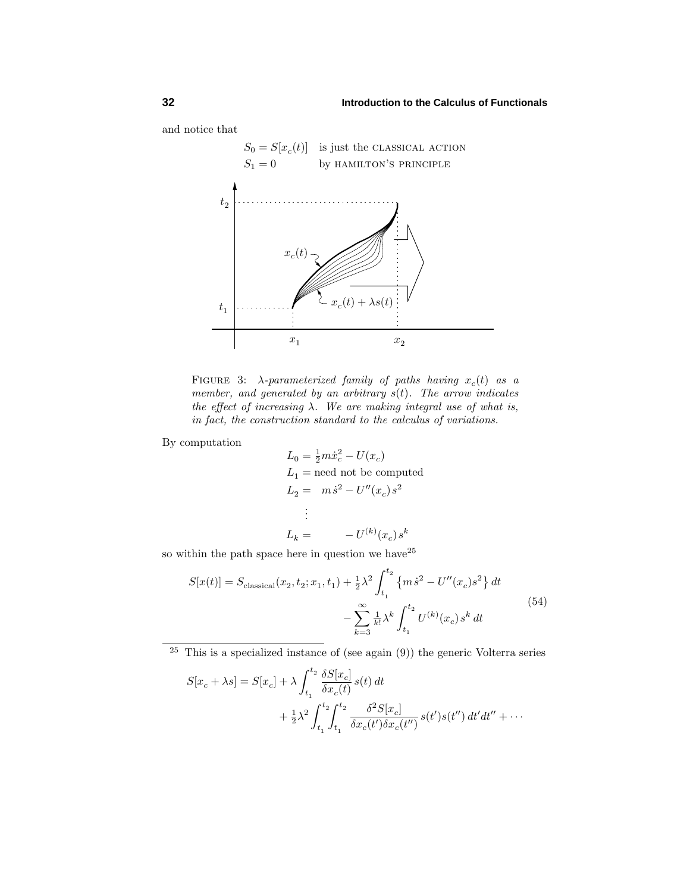and notice that

$$
\begin{aligned}
S_0 &= S[x_c(t)] \quad \text{is just the CLASSICAL ACTION} \\
S_1 &= 0 \qquad\quad\;\; \text{by HAMILTON'S PRINCIPLE}
\end{aligned}
$$

FIGURE 3: *$\lambda$-parameterized family of paths having $x_c(t)$ as a member, and generated by an arbitrary $s(t)$. The arrow indicates the effect of increasing $\lambda$. We are making integral use of what is, in fact, the construction standard to the calculus of variations.*

By computation

$$
\begin{aligned}
L_0 &= \tfrac{1}{2}m\dot{x}_c^2 - U(x_c) \\
L_1 &= \text{need not be computed} \\
L_2 &= \quad m\,\dot{s}^2 - U''(x_c)\,s^2 \\
&\;\;\vdots \\
L_k &= \qquad\quad - U^{(k)}(x_c)\,s^k
\end{aligned}
$$

so within the path space here in question we have[25]

$$
\begin{aligned}
S[x(t)] = S_{\text{classical}}(x_2, t_2; x_1, t_1) &+ \tfrac{1}{2}\lambda^2 \int_{t_1}^{t_2} \left\{ m\,\dot{s}^2 - U''(x_c)s^2 \right\} dt \\
&- \sum_{k=3}^{\infty} \tfrac{1}{k!}\lambda^k \int_{t_1}^{t_2} U^{(k)}(x_c)\,s^k\,dt
\end{aligned}
\tag{54}
$$

---

[25] This is a specialized instance of (see again (9)) the generic Volterra series

$$
\begin{aligned}
S[x_c + \lambda s] = S[x_c] &+ \lambda \int_{t_1}^{t_2} \frac{\delta S[x_c]}{\delta x_c(t)}\,s(t)\,dt \\
&+ \tfrac{1}{2}\lambda^2 \int_{t_1}^{t_2}\!\!\int_{t_1}^{t_2} \frac{\delta^2 S[x_c]}{\delta x_c(t')\delta x_c(t'')}\,s(t')s(t'')\,dt'dt'' + \cdots
\end{aligned}
$$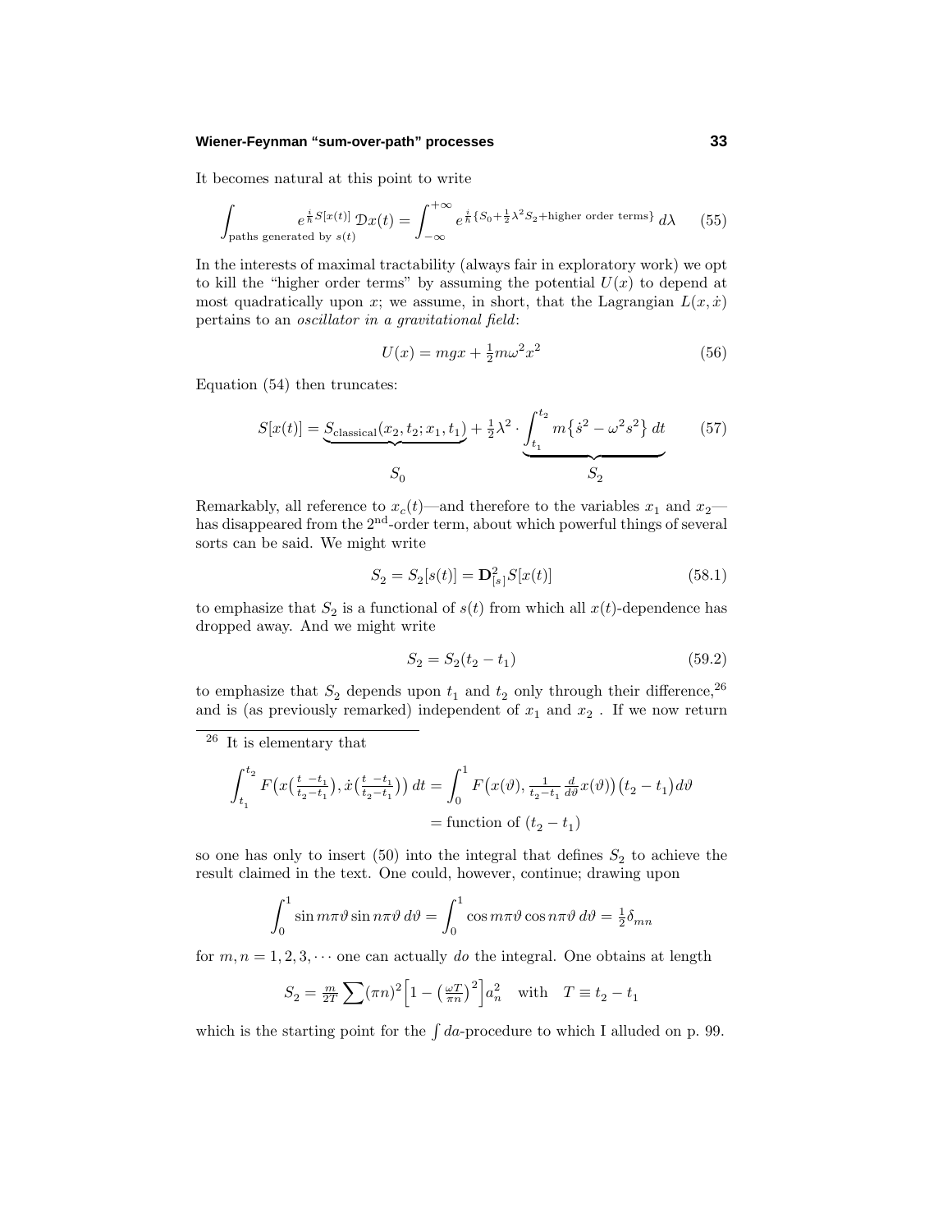It becomes natural at this point to write

$$\int_{\text{paths generated by } s(t)} e^{\frac{i}{\hbar}S[x(t)]}\,\mathcal{D}x(t) = \int_{-\infty}^{+\infty} e^{\frac{i}{\hbar}\{S_0+\frac{1}{2}\lambda^2 S_2+\text{higher order terms}\}}\,d\lambda \tag{55}$$

In the interests of maximal tractability (always fair in exploratory work) we opt to kill the "higher order terms" by assuming the potential $U(x)$ to depend at most quadratically upon $x$; we assume, in short, that the Lagrangian $L(x,\dot{x})$ pertains to an *oscillator in a gravitational field*:

$$U(x) = mgx + \tfrac{1}{2}m\omega^2x^2 \tag{56}$$

Equation (54) then truncates:

$$S[x(t)] = \underbrace{S_{\text{classical}}(x_2,t_2;x_1,t_1)}_{S_0} + \tfrac{1}{2}\lambda^2\cdot\underbrace{\int_{t_1}^{t_2} m\big\{\dot{s}^2-\omega^2s^2\big\}\,dt}_{S_2} \tag{57}$$

Remarkably, all reference to $x_c(t)$—and therefore to the variables $x_1$ and $x_2$—has disappeared from the $2^{\text{nd}}$-order term, about which powerful things of several sorts can be said. We might write

$$S_2 = S_2[s(t)] = \mathbf{D}^2_{[s]}S[x(t)] \tag{58.1}$$

to emphasize that $S_2$ is a functional of $s(t)$ from which all $x(t)$-dependence has dropped away. And we might write

$$S_2 = S_2(t_2-t_1) \tag{59.2}$$

to emphasize that $S_2$ depends upon $t_1$ and $t_2$ only through their difference,[26] and is (as previously remarked) independent of $x_1$ and $x_2$ . If we now return

---

[26] It is elementary that

$$\begin{aligned}\int_{t_1}^{t_2} F\big(x\big(\tfrac{t\;-t_1}{t_2-t_1}\big),\dot{x}\big(\tfrac{t\;-t_1}{t_2-t_1}\big)\big)\,dt &= \int_0^1 F\big(x(\vartheta),\tfrac{1}{t_2-t_1}\tfrac{d}{d\vartheta}x(\vartheta)\big)\big(t_2-t_1\big)d\vartheta\\ &= \text{function of } (t_2-t_1)\end{aligned}$$

so one has only to insert (50) into the integral that defines $S_2$ to achieve the result claimed in the text. One could, however, continue; drawing upon

$$\int_0^1 \sin m\pi\vartheta\,\sin n\pi\vartheta\,d\vartheta = \int_0^1 \cos m\pi\vartheta\,\cos n\pi\vartheta\,d\vartheta = \tfrac{1}{2}\delta_{mn}$$

for $m,n = 1,2,3,\cdots$ one can actually *do* the integral. One obtains at length

$$S_2 = \tfrac{m}{2T}\sum(\pi n)^2\Big[1-\big(\tfrac{\omega T}{\pi n}\big)^2\Big]a_n^2 \quad \text{with} \quad T\equiv t_2-t_1$$

which is the starting point for the $\int da$-procedure to which I alluded on p. 99.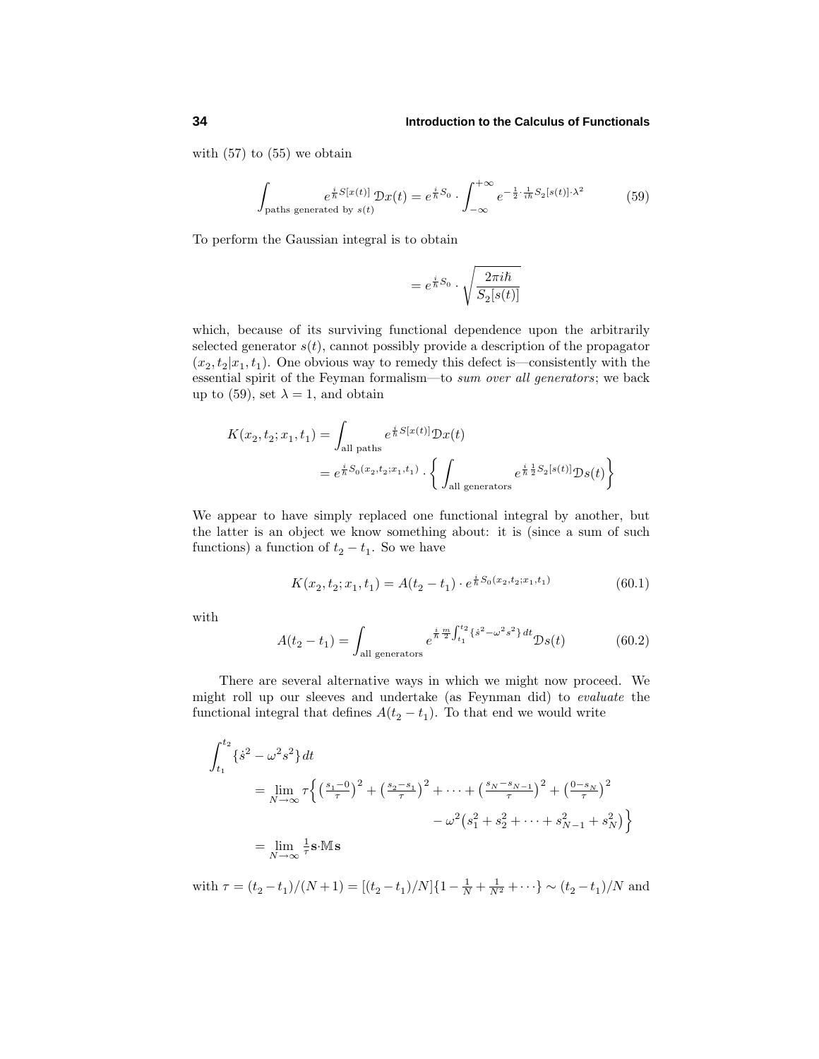with (57) to (55) we obtain

$$\int_{\text{paths generated by } s(t)} e^{\frac{i}{\hbar}S[x(t)]}\,\mathcal{D}x(t) = e^{\frac{i}{\hbar}S_0}\cdot\int_{-\infty}^{+\infty} e^{-\frac{1}{2}\cdot\frac{1}{i\hbar}S_2[s(t)]\cdot\lambda^2} \tag{59}$$

To perform the Gaussian integral is to obtain

$$= e^{\frac{i}{\hbar}S_0}\cdot\sqrt{\frac{2\pi i\hbar}{S_2[s(t)]}}$$

which, because of its surviving functional dependence upon the arbitrarily selected generator $s(t)$, cannot possibly provide a description of the propagator $(x_2, t_2|x_1, t_1)$. One obvious way to remedy this defect is—consistently with the essential spirit of the Feyman formalism—to *sum over all generators*; we back up to (59), set $\lambda = 1$, and obtain

$$\begin{aligned}
K(x_2, t_2; x_1, t_1) &= \int_{\text{all paths}} e^{\frac{i}{\hbar}S[x(t)]}\mathcal{D}x(t)\\
&= e^{\frac{i}{\hbar}S_0(x_2,t_2;x_1,t_1)}\cdot\left\{\int_{\text{all generators}} e^{\frac{i}{\hbar}\frac{1}{2}S_2[s(t)]}\mathcal{D}s(t)\right\}
\end{aligned}$$

We appear to have simply replaced one functional integral by another, but the latter is an object we know something about: it is (since a sum of such functions) a function of $t_2 - t_1$. So we have

$$K(x_2, t_2; x_1, t_1) = A(t_2 - t_1)\cdot e^{\frac{i}{\hbar}S_0(x_2,t_2;x_1,t_1)} \tag{60.1}$$

with

$$A(t_2 - t_1) = \int_{\text{all generators}} e^{\frac{i}{\hbar}\frac{m}{2}\int_{t_1}^{t_2}\{\dot{s}^2-\omega^2 s^2\}\,dt}\mathcal{D}s(t) \tag{60.2}$$

There are several alternative ways in which we might now proceed. We might roll up our sleeves and undertake (as Feynman did) to *evaluate* the functional integral that defines $A(t_2 - t_1)$. To that end we would write

$$\begin{aligned}
\int_{t_1}^{t_2}&\{\dot{s}^2 - \omega^2 s^2\}\,dt\\
&= \lim_{N\to\infty}\tau\Big\{\big(\tfrac{s_1-0}{\tau}\big)^2 + \big(\tfrac{s_2-s_1}{\tau}\big)^2 + \cdots + \big(\tfrac{s_N-s_{N-1}}{\tau}\big)^2 + \big(\tfrac{0-s_N}{\tau}\big)^2\\
&\qquad\qquad\qquad - \omega^2\big(s_1^2 + s_2^2 + \cdots + s_{N-1}^2 + s_N^2\big)\Big\}\\
&= \lim_{N\to\infty}\tfrac{1}{\tau}\mathbf{s}\cdot\mathbb{M}\mathbf{s}
\end{aligned}$$

with $\tau = (t_2 - t_1)/(N+1) = [(t_2 - t_1)/N]\{1 - \frac{1}{N} + \frac{1}{N^2} + \cdots\} \sim (t_2 - t_1)/N$ and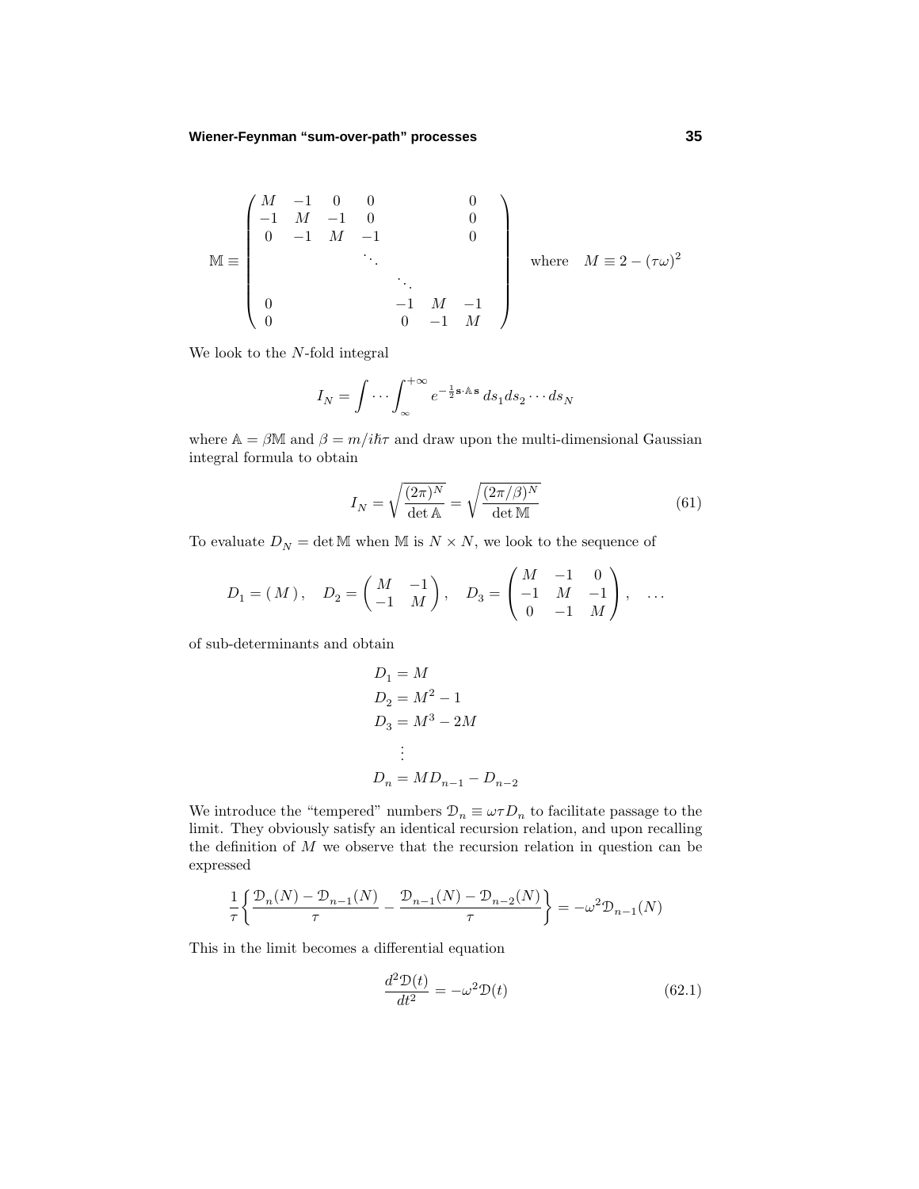$$\mathbb{M} \equiv \begin{pmatrix} M & -1 & 0 & 0 & & & 0 \\ -1 & M & -1 & 0 & & & 0 \\ 0 & -1 & M & -1 & & & 0 \\ & & & \ddots & & & \\ & & & & \ddots & & \\ 0 & & & & -1 & M & -1 \\ 0 & & & & 0 & -1 & M \end{pmatrix} \quad \text{where} \quad M \equiv 2 - (\tau\omega)^2$$

We look to the $N$-fold integral

$$I_N = \int \cdots \int_{\infty}^{+\infty} e^{-\frac{1}{2}\mathbf{s}\cdot\mathbb{A}\,\mathbf{s}}\, ds_1 ds_2 \cdots ds_N$$

where $\mathbb{A} = \beta\mathbb{M}$ and $\beta = m/i\hbar\tau$ and draw upon the multi-dimensional Gaussian integral formula to obtain

$$I_N = \sqrt{\frac{(2\pi)^N}{\det \mathbb{A}}} = \sqrt{\frac{(2\pi/\beta)^N}{\det \mathbb{M}}} \tag{61}$$

To evaluate $D_N = \det \mathbb{M}$ when $\mathbb{M}$ is $N \times N$, we look to the sequence of

$$D_1 = (\, M\,), \quad D_2 = \begin{pmatrix} M & -1 \\ -1 & M \end{pmatrix}, \quad D_3 = \begin{pmatrix} M & -1 & 0 \\ -1 & M & -1 \\ 0 & -1 & M \end{pmatrix}, \quad \ldots$$

of sub-determinants and obtain

$$\begin{aligned} D_1 &= M \\ D_2 &= M^2 - 1 \\ D_3 &= M^3 - 2M \\ &\;\vdots \\ D_n &= MD_{n-1} - D_{n-2} \end{aligned}$$

We introduce the "tempered" numbers $\mathcal{D}_n \equiv \omega\tau D_n$ to facilitate passage to the limit. They obviously satisfy an identical recursion relation, and upon recalling the definition of $M$ we observe that the recursion relation in question can be expressed

$$\frac{1}{\tau}\left\{\frac{\mathcal{D}_n(N) - \mathcal{D}_{n-1}(N)}{\tau} - \frac{\mathcal{D}_{n-1}(N) - \mathcal{D}_{n-2}(N)}{\tau}\right\} = -\omega^2\mathcal{D}_{n-1}(N)$$

This in the limit becomes a differential equation

$$\frac{d^2\mathcal{D}(t)}{dt^2} = -\omega^2\mathcal{D}(t) \tag{62.1}$$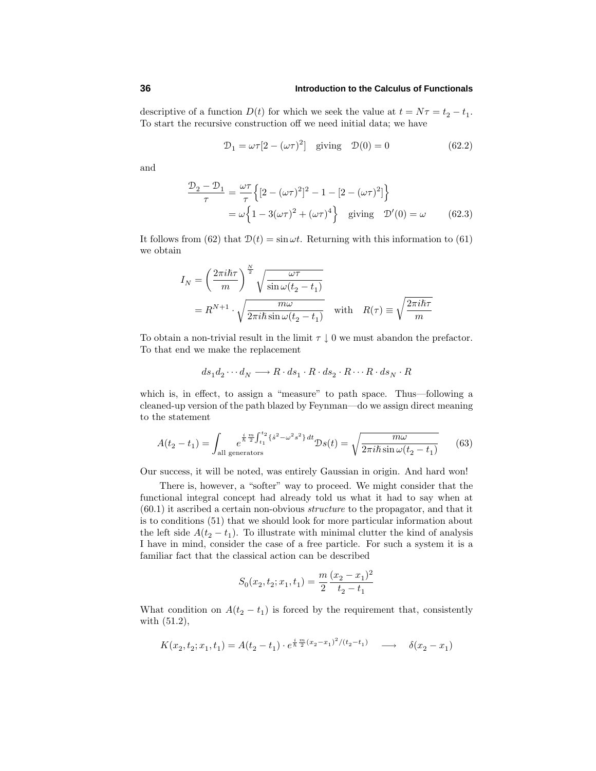descriptive of a function $D(t)$ for which we seek the value at $t = N\tau = t_2 - t_1$. To start the recursive construction off we need initial data; we have

$$\mathcal{D}_1 = \omega\tau[2 - (\omega\tau)^2] \quad \text{giving} \quad \mathcal{D}(0) = 0 \tag{62.2}$$

and

$$\begin{aligned}
\frac{\mathcal{D}_2 - \mathcal{D}_1}{\tau} &= \frac{\omega\tau}{\tau}\Big\{[2 - (\omega\tau)^2]^2 - 1 - [2 - (\omega\tau)^2]\Big\} \\
&= \omega\Big\{1 - 3(\omega\tau)^2 + (\omega\tau)^4\Big\} \quad \text{giving} \quad \mathcal{D}'(0) = \omega
\end{aligned} \tag{62.3}$$

It follows from (62) that $\mathcal{D}(t) = \sin\omega t$. Returning with this information to (61) we obtain

$$\begin{aligned}
I_N &= \left(\frac{2\pi i\hbar\tau}{m}\right)^{\frac{N}{2}} \sqrt{\frac{\omega\tau}{\sin\omega(t_2 - t_1)}} \\
&= R^{N+1} \cdot \sqrt{\frac{m\omega}{2\pi i\hbar \sin\omega(t_2 - t_1)}} \quad \text{with} \quad R(\tau) \equiv \sqrt{\frac{2\pi i\hbar\tau}{m}}
\end{aligned}$$

To obtain a non-trivial result in the limit $\tau \downarrow 0$ we must abandon the prefactor. To that end we make the replacement

$$ds_1 d_2 \cdots d_N \longrightarrow R \cdot ds_1 \cdot R \cdot ds_2 \cdot R \cdots R \cdot ds_N \cdot R$$

which is, in effect, to assign a "measure" to path space. Thus—following a cleaned-up version of the path blazed by Feynman—do we assign direct meaning to the statement

$$A(t_2 - t_1) = \int_{\text{all generators}} e^{\frac{i}{\hbar}\frac{m}{2}\int_{t_1}^{t_2}\{\dot{s}^2 - \omega^2 s^2\}\,dt}\mathcal{D}s(t) = \sqrt{\frac{m\omega}{2\pi i\hbar \sin\omega(t_2 - t_1)}} \tag{63}$$

Our success, it will be noted, was entirely Gaussian in origin. And hard won!

There is, however, a "softer" way to proceed. We might consider that the functional integral concept had already told us what it had to say when at (60.1) it ascribed a certain non-obvious *structure* to the propagator, and that it is to conditions (51) that we should look for more particular information about the left side $A(t_2 - t_1)$. To illustrate with minimal clutter the kind of analysis I have in mind, consider the case of a free particle. For such a system it is a familiar fact that the classical action can be described

$$S_0(x_2, t_2; x_1, t_1) = \frac{m}{2}\frac{(x_2 - x_1)^2}{t_2 - t_1}$$

What condition on $A(t_2 - t_1)$ is forced by the requirement that, consistently with (51.2),

$$K(x_2, t_2; x_1, t_1) = A(t_2 - t_1) \cdot e^{\frac{i}{\hbar}\frac{m}{2}(x_2 - x_1)^2/(t_2 - t_1)} \quad \longrightarrow \quad \delta(x_2 - x_1)$$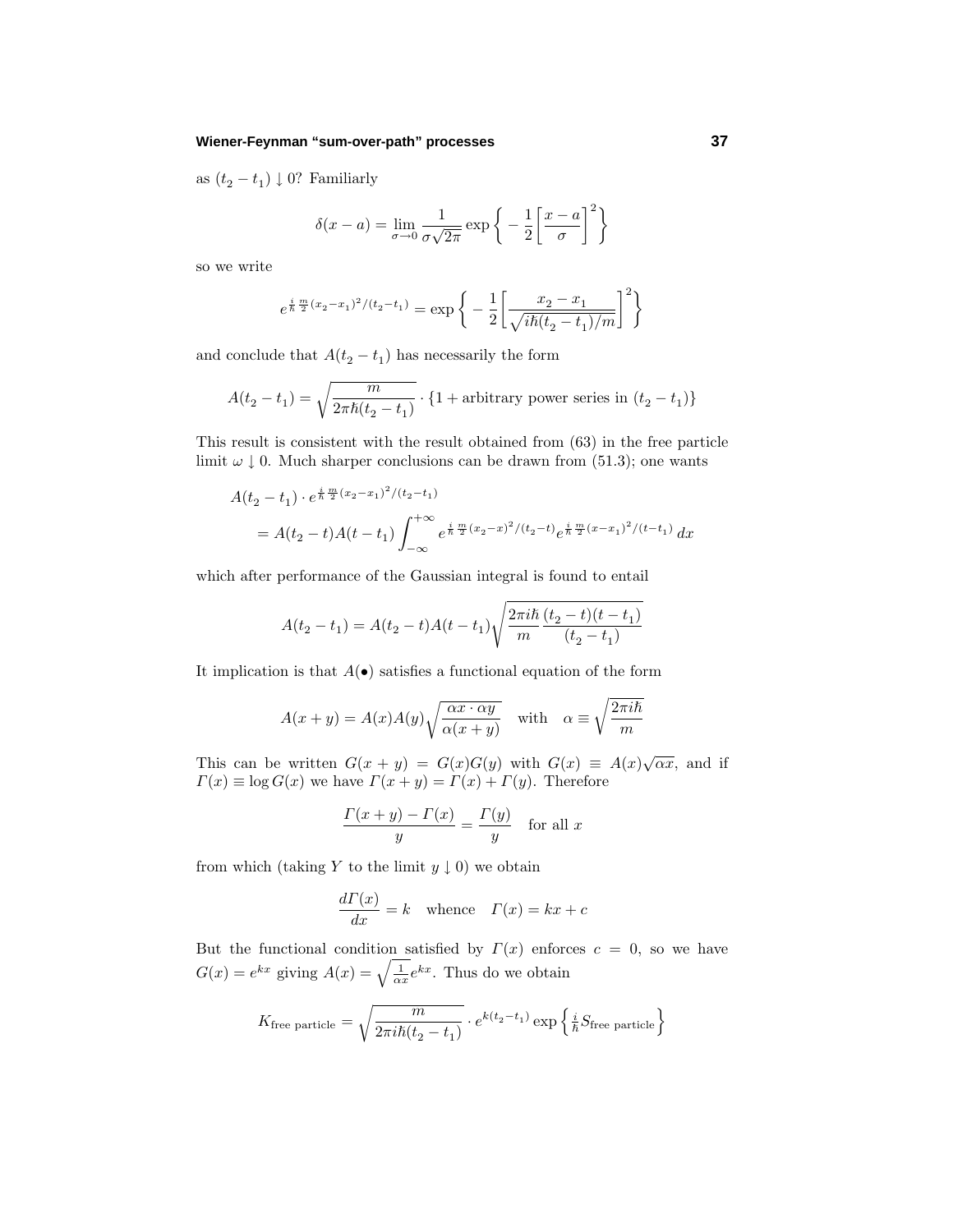as $(t_2 - t_1) \downarrow 0$? Familiarly

$$\delta(x-a) = \lim_{\sigma \to 0} \frac{1}{\sigma\sqrt{2\pi}} \exp\left\{ -\frac{1}{2}\left[\frac{x-a}{\sigma}\right]^2 \right\}$$

so we write

$$e^{\frac{i}{\hbar}\frac{m}{2}(x_2-x_1)^2/(t_2-t_1)} = \exp\left\{ -\frac{1}{2}\left[\frac{x_2-x_1}{\sqrt{i\hbar(t_2-t_1)/m}}\right]^2 \right\}$$

and conclude that $A(t_2 - t_1)$ has necessarily the form

$$A(t_2 - t_1) = \sqrt{\frac{m}{2\pi\hbar(t_2-t_1)}} \cdot \{1 + \text{arbitrary power series in } (t_2 - t_1)\}$$

This result is consistent with the result obtained from (63) in the free particle limit $\omega \downarrow 0$. Much sharper conclusions can be drawn from (51.3); one wants

$$\begin{aligned}
&A(t_2 - t_1) \cdot e^{\frac{i}{\hbar}\frac{m}{2}(x_2-x_1)^2/(t_2-t_1)} \\
&\quad = A(t_2 - t)A(t - t_1) \int_{-\infty}^{+\infty} e^{\frac{i}{\hbar}\frac{m}{2}(x_2-x)^2/(t_2-t)} e^{\frac{i}{\hbar}\frac{m}{2}(x-x_1)^2/(t-t_1)}\, dx
\end{aligned}$$

which after performance of the Gaussian integral is found to entail

$$A(t_2 - t_1) = A(t_2 - t)A(t - t_1)\sqrt{\frac{2\pi i\hbar}{m}\frac{(t_2-t)(t-t_1)}{(t_2-t_1)}}$$

It implication is that $A(\bullet)$ satisfies a functional equation of the form

$$A(x+y) = A(x)A(y)\sqrt{\frac{\alpha x \cdot \alpha y}{\alpha(x+y)}} \quad \text{with} \quad \alpha \equiv \sqrt{\frac{2\pi i\hbar}{m}}$$

This can be written $G(x+y) = G(x)G(y)$ with $G(x) \equiv A(x)\sqrt{\alpha x}$, and if $\Gamma(x) \equiv \log G(x)$ we have $\Gamma(x+y) = \Gamma(x) + \Gamma(y)$. Therefore

$$\frac{\Gamma(x+y) - \Gamma(x)}{y} = \frac{\Gamma(y)}{y} \quad \text{for all } x$$

from which (taking $Y$ to the limit $y \downarrow 0$) we obtain

$$\frac{d\Gamma(x)}{dx} = k \quad \text{whence} \quad \Gamma(x) = kx + c$$

But the functional condition satisfied by $\Gamma(x)$ enforces $c = 0$, so we have $G(x) = e^{kx}$ giving $A(x) = \sqrt{\frac{1}{\alpha x}}e^{kx}$. Thus do we obtain

$$K_{\text{free particle}} = \sqrt{\frac{m}{2\pi i\hbar(t_2-t_1)}} \cdot e^{k(t_2-t_1)} \exp\left\{ \tfrac{i}{\hbar} S_{\text{free particle}} \right\}$$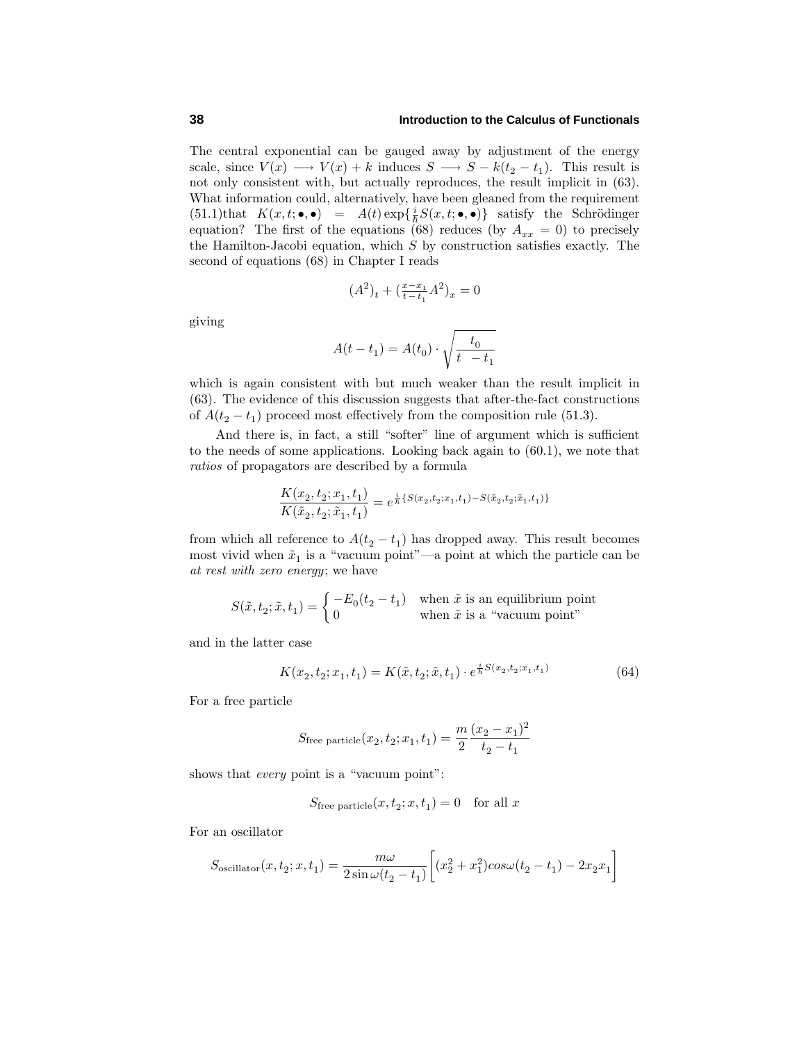The central exponential can be gauged away by adjustment of the energy scale, since $V(x) \longrightarrow V(x) + k$ induces $S \longrightarrow S - k(t_2 - t_1)$. This result is not only consistent with, but actually reproduces, the result implicit in (63). What information could, alternatively, have been gleaned from the requirement (51.1)that $K(x, t; \bullet, \bullet) = A(t)\exp\{\frac{i}{\hbar}S(x, t; \bullet, \bullet)\}$ satisfy the Schrödinger equation? The first of the equations (68) reduces (by $A_{xx} = 0$) to precisely the Hamilton-Jacobi equation, which $S$ by construction satisfies exactly. The second of equations (68) in Chapter I reads

$$(A^2)_t + (\tfrac{x - x_1}{t - t_1}A^2)_x = 0$$

giving

$$A(t - t_1) = A(t_0) \cdot \sqrt{\frac{t_0}{t\ - t_1}}$$

which is again consistent with but much weaker than the result implicit in (63). The evidence of this discussion suggests that after-the-fact constructions of $A(t_2 - t_1)$ proceed most effectively from the composition rule (51.3).

And there is, in fact, a still "softer" line of argument which is sufficient to the needs of some applications. Looking back again to (60.1), we note that *ratios* of propagators are described by a formula

$$\frac{K(x_2, t_2; x_1, t_1)}{K(\tilde{x}_2, t_2; \tilde{x}_1, t_1)} = e^{\frac{i}{\hbar}\{S(x_2, t_2; x_1, t_1) - S(\tilde{x}_2, t_2; \tilde{x}_1, t_1)\}}$$

from which all reference to $A(t_2 - t_1)$ has dropped away. This result becomes most vivid when $\tilde{x}_1$ is a "vacuum point"—a point at which the particle can be *at rest with zero energy*; we have

$$S(\tilde{x}, t_2; \tilde{x}, t_1) = \begin{cases} -E_0(t_2 - t_1) & \text{when } \tilde{x} \text{ is an equilibrium point} \\ 0 & \text{when } \tilde{x} \text{ is a "vacuum point"} \end{cases}$$

and in the latter case

$$K(x_2, t_2; x_1, t_1) = K(\tilde{x}, t_2; \tilde{x}, t_1) \cdot e^{\frac{i}{\hbar}S(x_2, t_2; x_1, t_1)} \tag{64}$$

For a free particle

$$S_{\text{free particle}}(x_2, t_2; x_1, t_1) = \frac{m}{2}\frac{(x_2 - x_1)^2}{t_2 - t_1}$$

shows that *every* point is a "vacuum point":

$$S_{\text{free particle}}(x, t_2; x, t_1) = 0 \quad \text{for all } x$$

For an oscillator

$$S_{\text{oscillator}}(x, t_2; x, t_1) = \frac{m\omega}{2\sin\omega(t_2 - t_1)}\Big[(x_2^2 + x_1^2)cos\omega(t_2 - t_1) - 2x_2x_1\Big]$$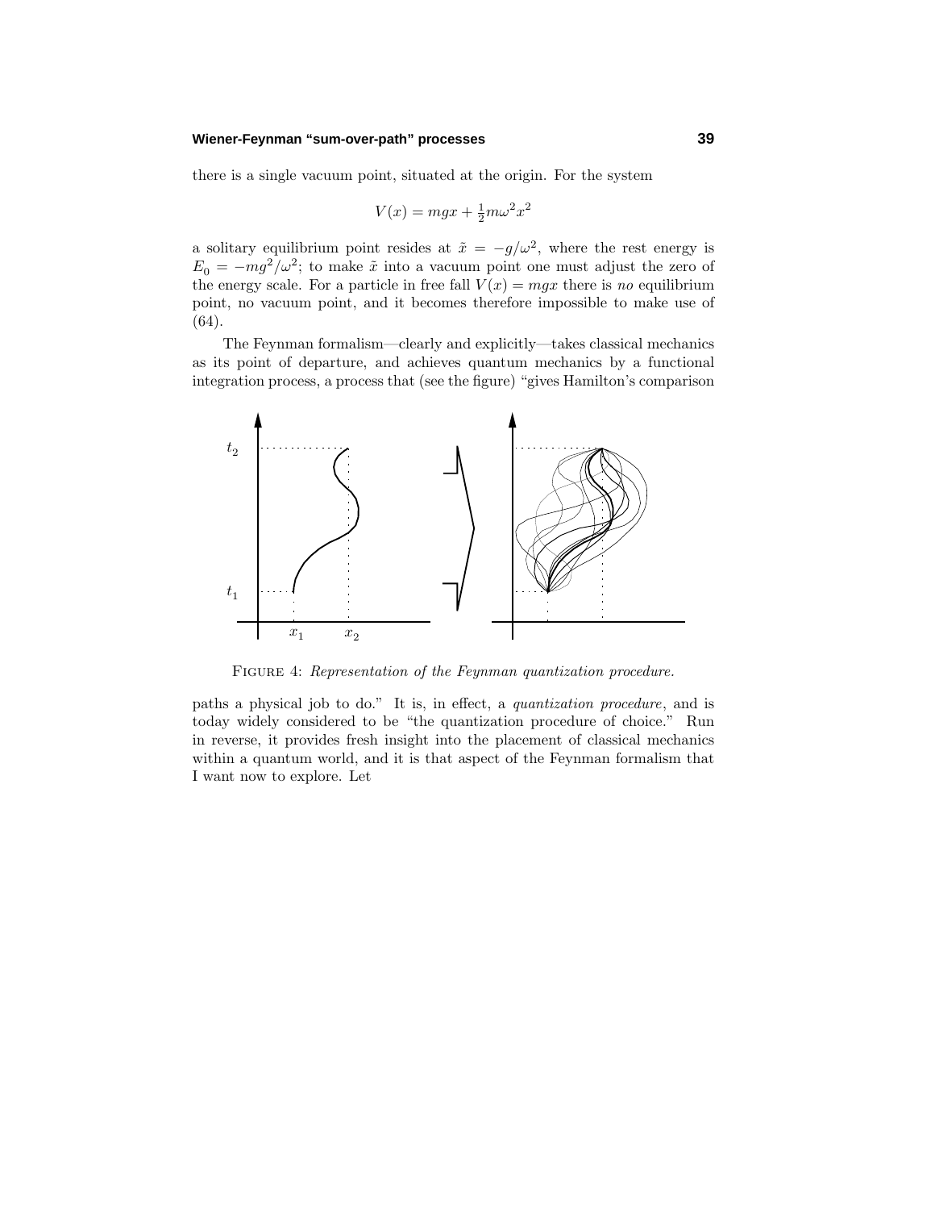there is a single vacuum point, situated at the origin. For the system

$$V(x) = mgx + \tfrac{1}{2}m\omega^2 x^2$$

a solitary equilibrium point resides at $\tilde{x} = -g/\omega^2$, where the rest energy is $E_0 = -mg^2/\omega^2$; to make $\tilde{x}$ into a vacuum point one must adjust the zero of the energy scale. For a particle in free fall $V(x) = mgx$ there is *no* equilibrium point, no vacuum point, and it becomes therefore impossible to make use of (64).

The Feynman formalism—clearly and explicitly—takes classical mechanics as its point of departure, and achieves quantum mechanics by a functional integration process, a process that (see the figure) "gives Hamilton's comparison

$t_2$

$t_1$

$x_1$ $x_2$

FIGURE 4: *Representation of the Feynman quantization procedure.*

paths a physical job to do." It is, in effect, a *quantization procedure*, and is today widely considered to be "the quantization procedure of choice." Run in reverse, it provides fresh insight into the placement of classical mechanics within a quantum world, and it is that aspect of the Feynman formalism that I want now to explore. Let